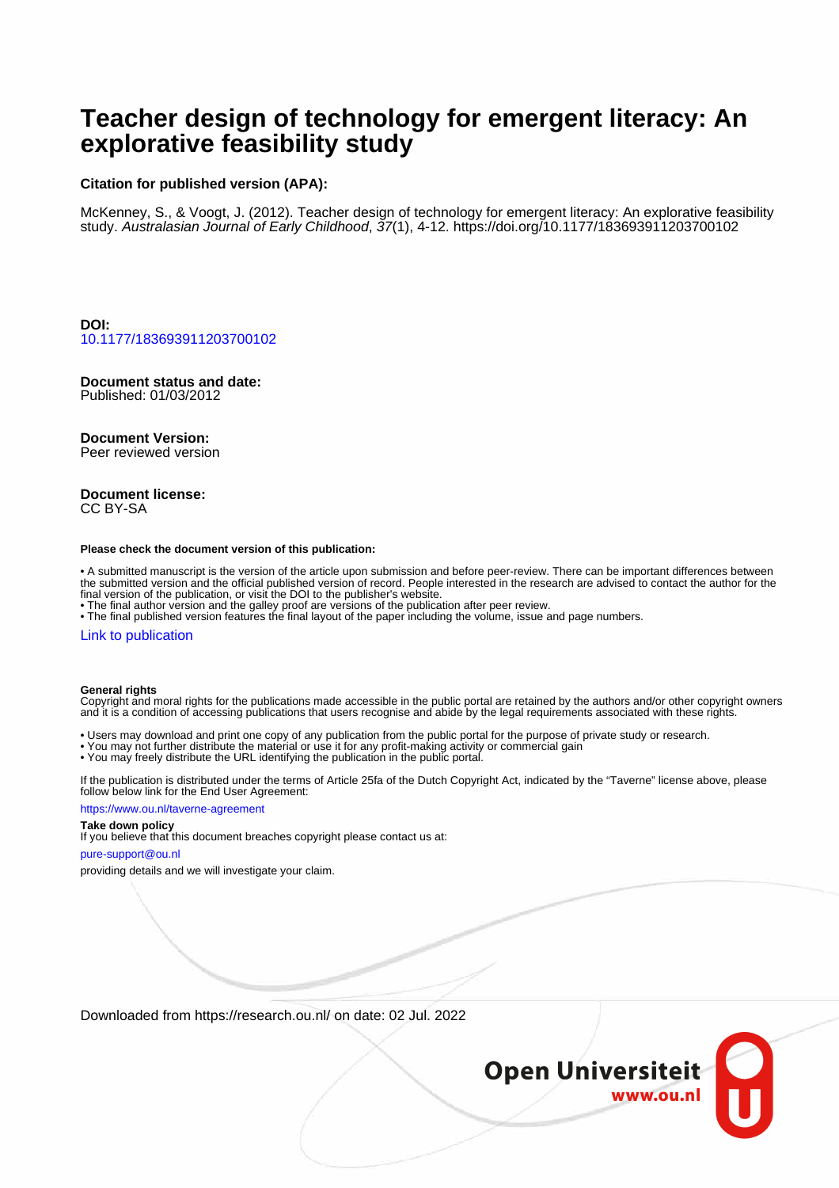# Teacher design of technology for emergent literacy: An explorative feasibility study

**Citation for published version (APA):**

McKenney, S., & Voogt, J. (2012). Teacher design of technology for emergent literacy: An explorative feasibility study. *Australasian Journal of Early Childhood*, *37*(1), 4-12. https://doi.org/10.1177/183693911203700102

**DOI:**
10.1177/183693911203700102

**Document status and date:**
Published: 01/03/2012

**Document Version:**
Peer reviewed version

**Document license:**
CC BY-SA

**Please check the document version of this publication:**

• A submitted manuscript is the version of the article upon submission and before peer-review. There can be important differences between the submitted version and the official published version of record. People interested in the research are advised to contact the author for the final version of the publication, or visit the DOI to the publisher's website.
• The final author version and the galley proof are versions of the publication after peer review.
• The final published version features the final layout of the paper including the volume, issue and page numbers.

Link to publication

**General rights**
Copyright and moral rights for the publications made accessible in the public portal are retained by the authors and/or other copyright owners and it is a condition of accessing publications that users recognise and abide by the legal requirements associated with these rights.

• Users may download and print one copy of any publication from the public portal for the purpose of private study or research.
• You may not further distribute the material or use it for any profit-making activity or commercial gain
• You may freely distribute the URL identifying the publication in the public portal.

If the publication is distributed under the terms of Article 25fa of the Dutch Copyright Act, indicated by the "Taverne" license above, please follow below link for the End User Agreement:

https://www.ou.nl/taverne-agreement

**Take down policy**
If you believe that this document breaches copyright please contact us at:

pure-support@ou.nl

providing details and we will investigate your claim.

Downloaded from https://research.ou.nl/ on date: 02 Jul. 2022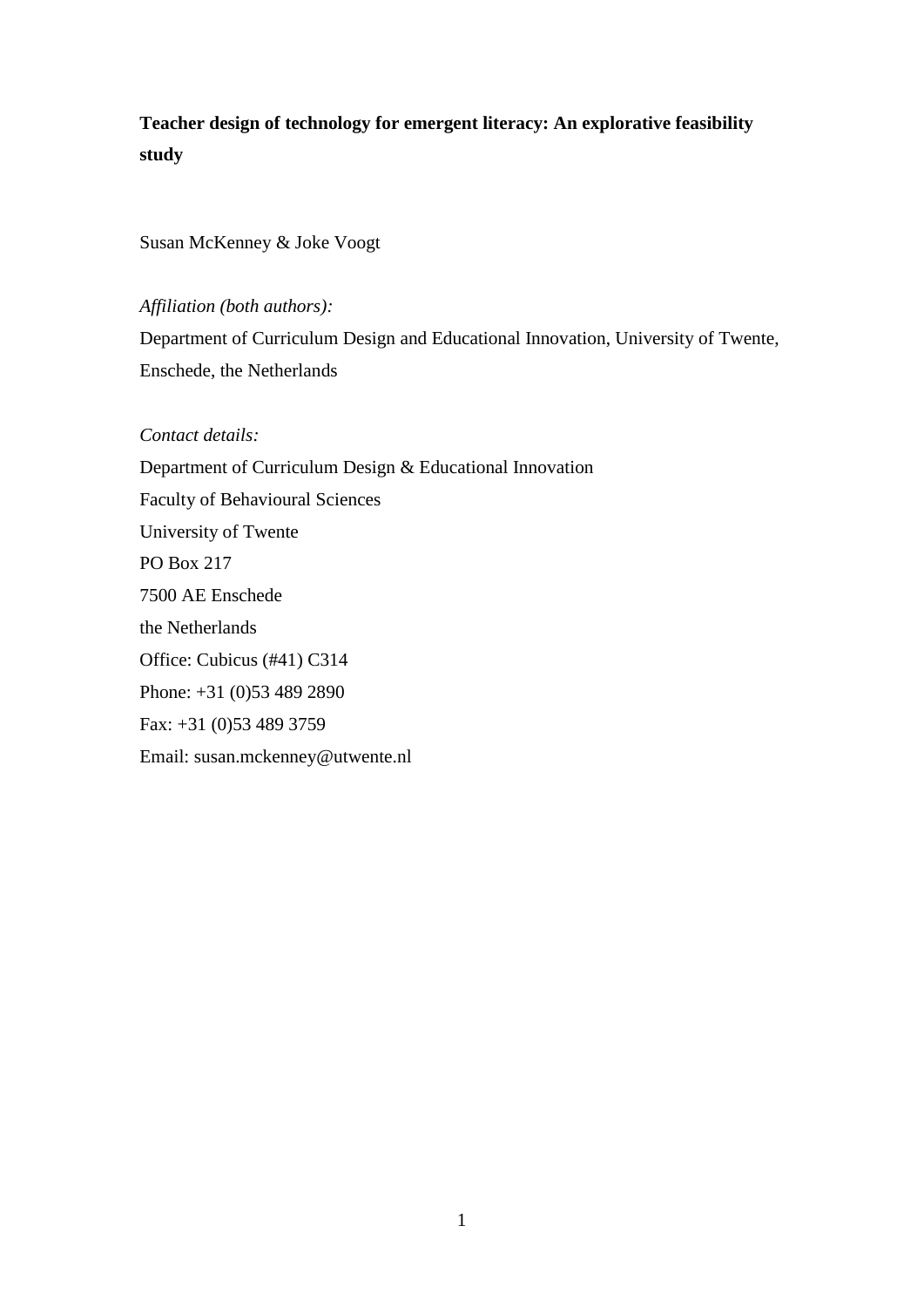**Teacher design of technology for emergent literacy: An explorative feasibility study**

Susan McKenney & Joke Voogt

*Affiliation (both authors):*

Department of Curriculum Design and Educational Innovation, University of Twente, Enschede, the Netherlands

*Contact details:*

Department of Curriculum Design & Educational Innovation
Faculty of Behavioural Sciences
University of Twente
PO Box 217
7500 AE Enschede
the Netherlands
Office: Cubicus (#41) C314
Phone: +31 (0)53 489 2890
Fax: +31 (0)53 489 3759
Email: susan.mckenney@utwente.nl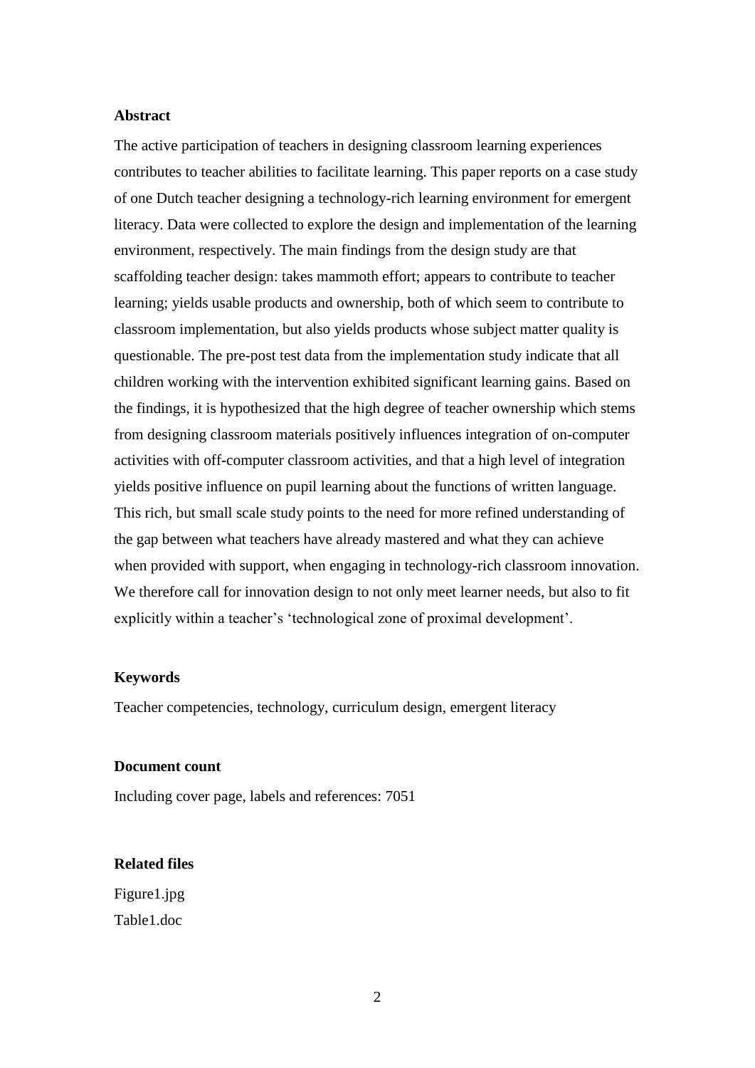## Abstract

The active participation of teachers in designing classroom learning experiences contributes to teacher abilities to facilitate learning. This paper reports on a case study of one Dutch teacher designing a technology-rich learning environment for emergent literacy. Data were collected to explore the design and implementation of the learning environment, respectively. The main findings from the design study are that scaffolding teacher design: takes mammoth effort; appears to contribute to teacher learning; yields usable products and ownership, both of which seem to contribute to classroom implementation, but also yields products whose subject matter quality is questionable. The pre-post test data from the implementation study indicate that all children working with the intervention exhibited significant learning gains. Based on the findings, it is hypothesized that the high degree of teacher ownership which stems from designing classroom materials positively influences integration of on-computer activities with off-computer classroom activities, and that a high level of integration yields positive influence on pupil learning about the functions of written language. This rich, but small scale study points to the need for more refined understanding of the gap between what teachers have already mastered and what they can achieve when provided with support, when engaging in technology-rich classroom innovation. We therefore call for innovation design to not only meet learner needs, but also to fit explicitly within a teacher's 'technological zone of proximal development'.

## Keywords

Teacher competencies, technology, curriculum design, emergent literacy

## Document count

Including cover page, labels and references: 7051

## Related files

Figure1.jpg

Table1.doc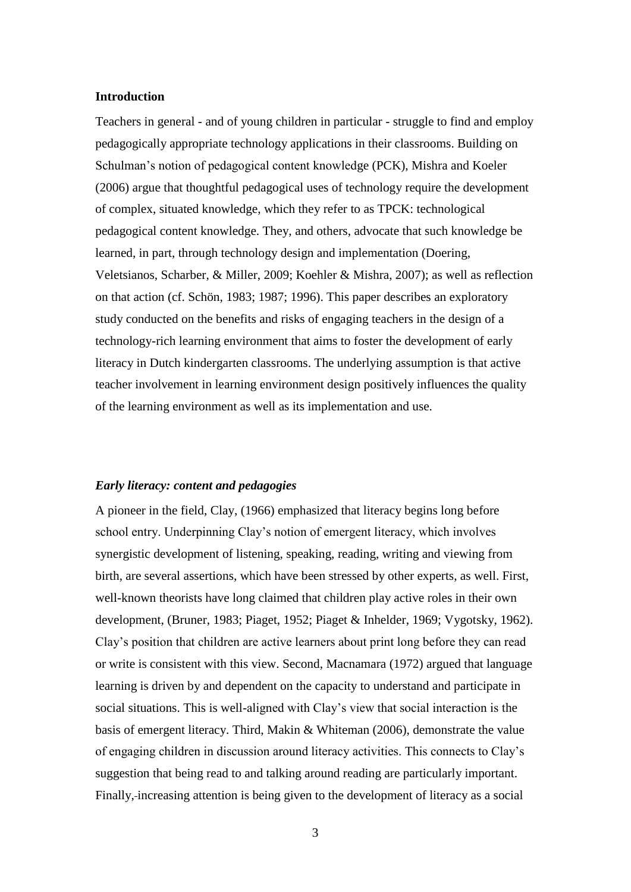## Introduction

Teachers in general - and of young children in particular - struggle to find and employ pedagogically appropriate technology applications in their classrooms. Building on Schulman's notion of pedagogical content knowledge (PCK), Mishra and Koeler (2006) argue that thoughtful pedagogical uses of technology require the development of complex, situated knowledge, which they refer to as TPCK: technological pedagogical content knowledge. They, and others, advocate that such knowledge be learned, in part, through technology design and implementation (Doering, Veletsianos, Scharber, & Miller, 2009; Koehler & Mishra, 2007); as well as reflection on that action (cf. Schön, 1983; 1987; 1996). This paper describes an exploratory study conducted on the benefits and risks of engaging teachers in the design of a technology-rich learning environment that aims to foster the development of early literacy in Dutch kindergarten classrooms. The underlying assumption is that active teacher involvement in learning environment design positively influences the quality of the learning environment as well as its implementation and use.

### *Early literacy: content and pedagogies*

A pioneer in the field, Clay, (1966) emphasized that literacy begins long before school entry. Underpinning Clay's notion of emergent literacy, which involves synergistic development of listening, speaking, reading, writing and viewing from birth, are several assertions, which have been stressed by other experts, as well. First, well-known theorists have long claimed that children play active roles in their own development, (Bruner, 1983; Piaget, 1952; Piaget & Inhelder, 1969; Vygotsky, 1962). Clay's position that children are active learners about print long before they can read or write is consistent with this view. Second, Macnamara (1972) argued that language learning is driven by and dependent on the capacity to understand and participate in social situations. This is well-aligned with Clay's view that social interaction is the basis of emergent literacy. Third, Makin & Whiteman (2006), demonstrate the value of engaging children in discussion around literacy activities. This connects to Clay's suggestion that being read to and talking around reading are particularly important. Finally, increasing attention is being given to the development of literacy as a social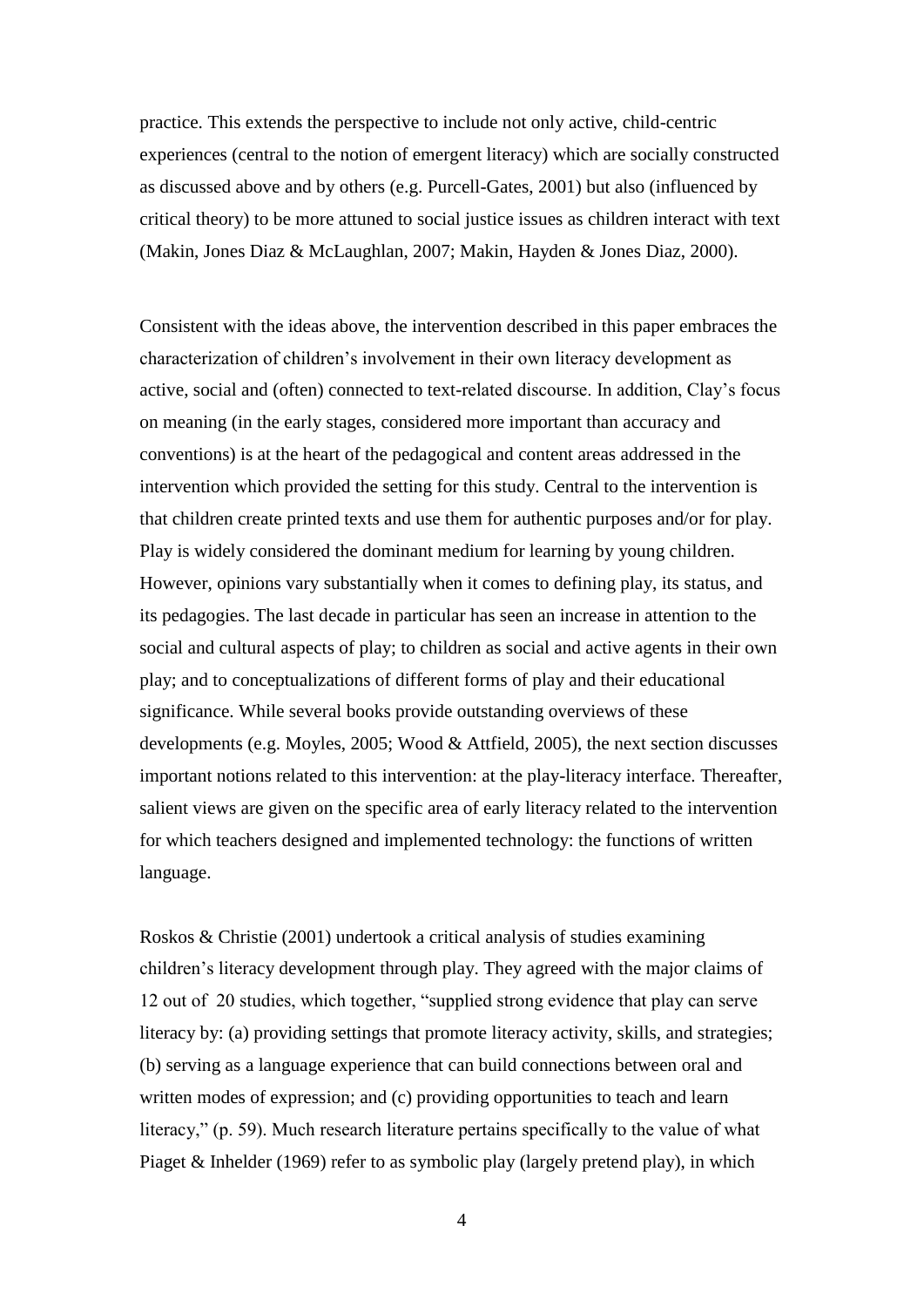practice. This extends the perspective to include not only active, child-centric experiences (central to the notion of emergent literacy) which are socially constructed as discussed above and by others (e.g. Purcell-Gates, 2001) but also (influenced by critical theory) to be more attuned to social justice issues as children interact with text (Makin, Jones Diaz & McLaughlan, 2007; Makin, Hayden & Jones Diaz, 2000).

Consistent with the ideas above, the intervention described in this paper embraces the characterization of children's involvement in their own literacy development as active, social and (often) connected to text-related discourse. In addition, Clay's focus on meaning (in the early stages, considered more important than accuracy and conventions) is at the heart of the pedagogical and content areas addressed in the intervention which provided the setting for this study. Central to the intervention is that children create printed texts and use them for authentic purposes and/or for play. Play is widely considered the dominant medium for learning by young children. However, opinions vary substantially when it comes to defining play, its status, and its pedagogies. The last decade in particular has seen an increase in attention to the social and cultural aspects of play; to children as social and active agents in their own play; and to conceptualizations of different forms of play and their educational significance. While several books provide outstanding overviews of these developments (e.g. Moyles, 2005; Wood & Attfield, 2005), the next section discusses important notions related to this intervention: at the play-literacy interface. Thereafter, salient views are given on the specific area of early literacy related to the intervention for which teachers designed and implemented technology: the functions of written language.

Roskos & Christie (2001) undertook a critical analysis of studies examining children's literacy development through play. They agreed with the major claims of 12 out of 20 studies, which together, "supplied strong evidence that play can serve literacy by: (a) providing settings that promote literacy activity, skills, and strategies; (b) serving as a language experience that can build connections between oral and written modes of expression; and (c) providing opportunities to teach and learn literacy," (p. 59). Much research literature pertains specifically to the value of what Piaget & Inhelder (1969) refer to as symbolic play (largely pretend play), in which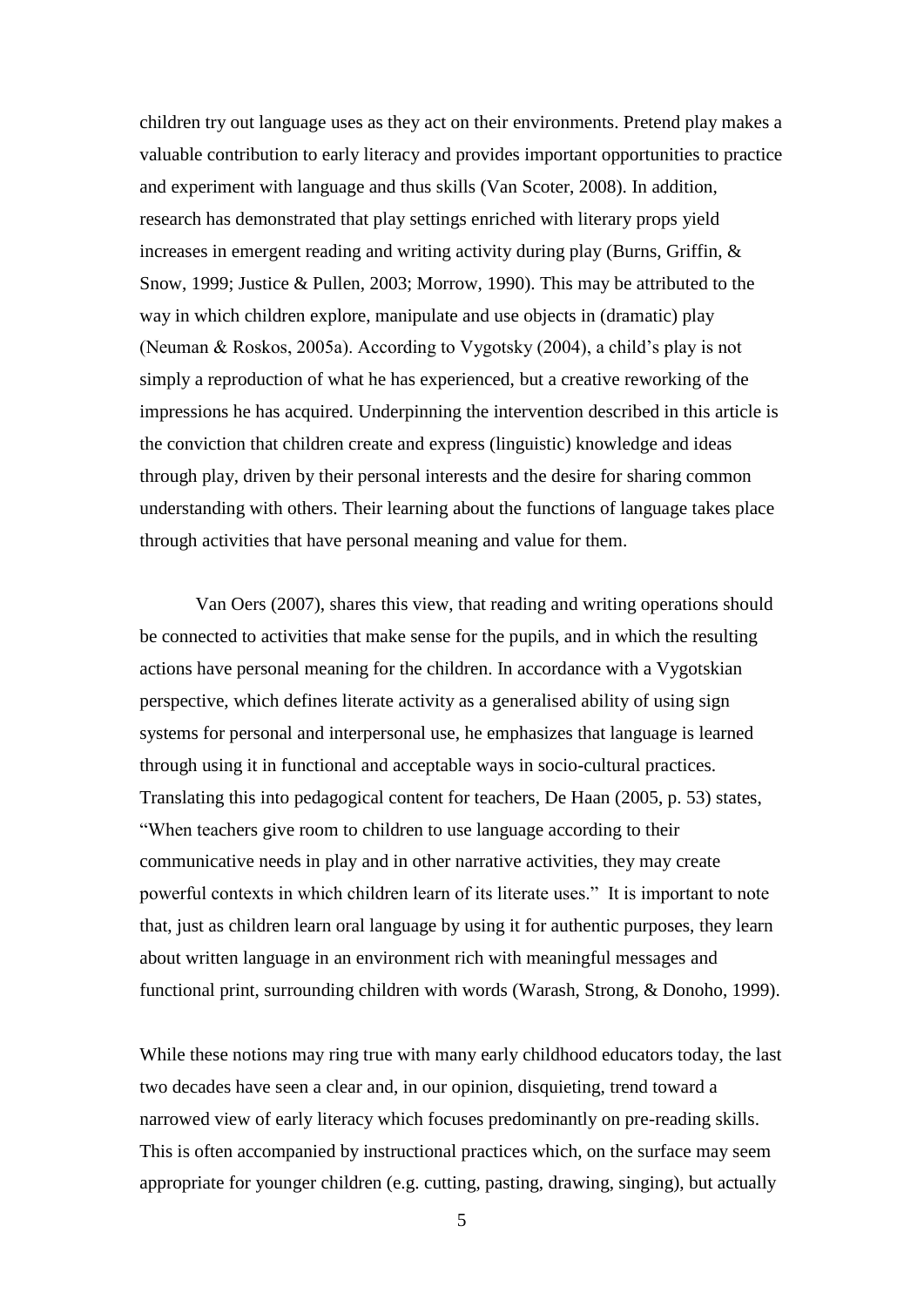children try out language uses as they act on their environments. Pretend play makes a valuable contribution to early literacy and provides important opportunities to practice and experiment with language and thus skills (Van Scoter, 2008). In addition, research has demonstrated that play settings enriched with literary props yield increases in emergent reading and writing activity during play (Burns, Griffin, & Snow, 1999; Justice & Pullen, 2003; Morrow, 1990). This may be attributed to the way in which children explore, manipulate and use objects in (dramatic) play (Neuman & Roskos, 2005a). According to Vygotsky (2004), a child's play is not simply a reproduction of what he has experienced, but a creative reworking of the impressions he has acquired. Underpinning the intervention described in this article is the conviction that children create and express (linguistic) knowledge and ideas through play, driven by their personal interests and the desire for sharing common understanding with others. Their learning about the functions of language takes place through activities that have personal meaning and value for them.

Van Oers (2007), shares this view, that reading and writing operations should be connected to activities that make sense for the pupils, and in which the resulting actions have personal meaning for the children. In accordance with a Vygotskian perspective, which defines literate activity as a generalised ability of using sign systems for personal and interpersonal use, he emphasizes that language is learned through using it in functional and acceptable ways in socio-cultural practices. Translating this into pedagogical content for teachers, De Haan (2005, p. 53) states, "When teachers give room to children to use language according to their communicative needs in play and in other narrative activities, they may create powerful contexts in which children learn of its literate uses." It is important to note that, just as children learn oral language by using it for authentic purposes, they learn about written language in an environment rich with meaningful messages and functional print, surrounding children with words (Warash, Strong, & Donoho, 1999).

While these notions may ring true with many early childhood educators today, the last two decades have seen a clear and, in our opinion, disquieting, trend toward a narrowed view of early literacy which focuses predominantly on pre-reading skills. This is often accompanied by instructional practices which, on the surface may seem appropriate for younger children (e.g. cutting, pasting, drawing, singing), but actually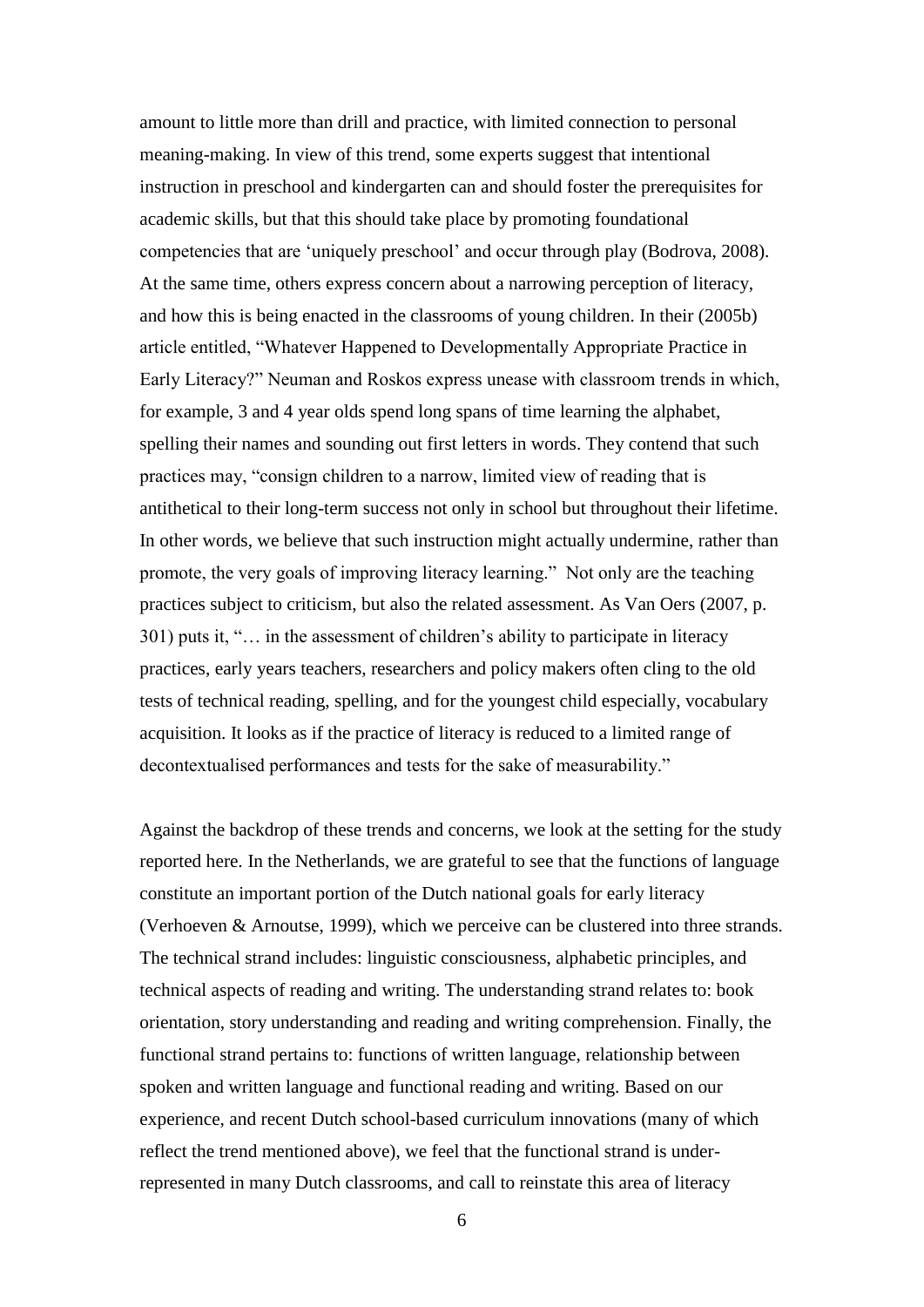amount to little more than drill and practice, with limited connection to personal meaning-making. In view of this trend, some experts suggest that intentional instruction in preschool and kindergarten can and should foster the prerequisites for academic skills, but that this should take place by promoting foundational competencies that are 'uniquely preschool' and occur through play (Bodrova, 2008). At the same time, others express concern about a narrowing perception of literacy, and how this is being enacted in the classrooms of young children. In their (2005b) article entitled, "Whatever Happened to Developmentally Appropriate Practice in Early Literacy?" Neuman and Roskos express unease with classroom trends in which, for example, 3 and 4 year olds spend long spans of time learning the alphabet, spelling their names and sounding out first letters in words. They contend that such practices may, "consign children to a narrow, limited view of reading that is antithetical to their long-term success not only in school but throughout their lifetime. In other words, we believe that such instruction might actually undermine, rather than promote, the very goals of improving literacy learning." Not only are the teaching practices subject to criticism, but also the related assessment. As Van Oers (2007, p. 301) puts it, "… in the assessment of children's ability to participate in literacy practices, early years teachers, researchers and policy makers often cling to the old tests of technical reading, spelling, and for the youngest child especially, vocabulary acquisition. It looks as if the practice of literacy is reduced to a limited range of decontextualised performances and tests for the sake of measurability."

Against the backdrop of these trends and concerns, we look at the setting for the study reported here. In the Netherlands, we are grateful to see that the functions of language constitute an important portion of the Dutch national goals for early literacy (Verhoeven & Arnoutse, 1999), which we perceive can be clustered into three strands. The technical strand includes: linguistic consciousness, alphabetic principles, and technical aspects of reading and writing. The understanding strand relates to: book orientation, story understanding and reading and writing comprehension. Finally, the functional strand pertains to: functions of written language, relationship between spoken and written language and functional reading and writing. Based on our experience, and recent Dutch school-based curriculum innovations (many of which reflect the trend mentioned above), we feel that the functional strand is under-represented in many Dutch classrooms, and call to reinstate this area of literacy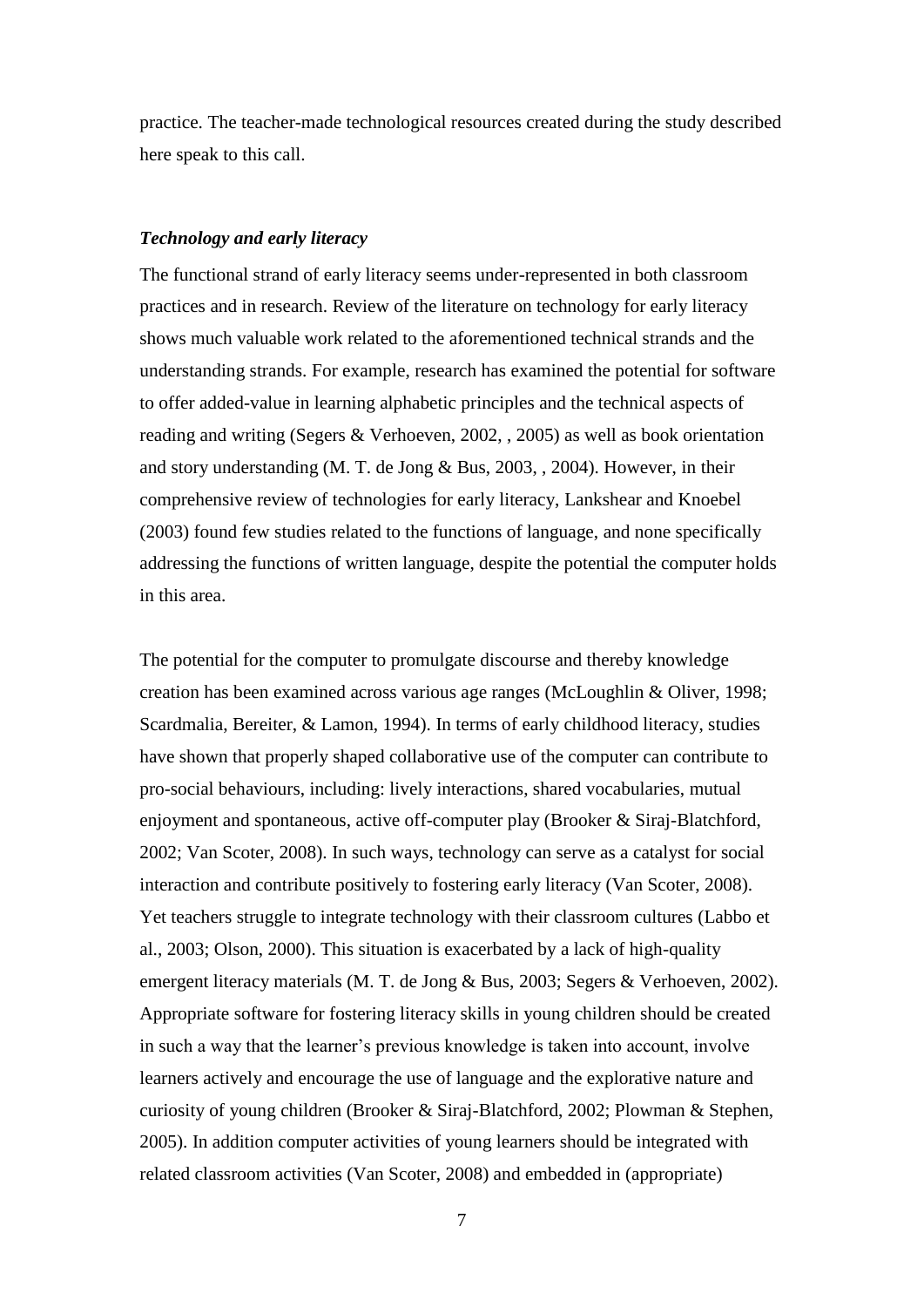practice. The teacher-made technological resources created during the study described here speak to this call.

### *Technology and early literacy*

The functional strand of early literacy seems under-represented in both classroom practices and in research. Review of the literature on technology for early literacy shows much valuable work related to the aforementioned technical strands and the understanding strands. For example, research has examined the potential for software to offer added-value in learning alphabetic principles and the technical aspects of reading and writing (Segers & Verhoeven, 2002, , 2005) as well as book orientation and story understanding (M. T. de Jong & Bus, 2003, , 2004). However, in their comprehensive review of technologies for early literacy, Lankshear and Knoebel (2003) found few studies related to the functions of language, and none specifically addressing the functions of written language, despite the potential the computer holds in this area.

The potential for the computer to promulgate discourse and thereby knowledge creation has been examined across various age ranges (McLoughlin & Oliver, 1998; Scardmalia, Bereiter, & Lamon, 1994). In terms of early childhood literacy, studies have shown that properly shaped collaborative use of the computer can contribute to pro-social behaviours, including: lively interactions, shared vocabularies, mutual enjoyment and spontaneous, active off-computer play (Brooker & Siraj-Blatchford, 2002; Van Scoter, 2008). In such ways, technology can serve as a catalyst for social interaction and contribute positively to fostering early literacy (Van Scoter, 2008). Yet teachers struggle to integrate technology with their classroom cultures (Labbo et al., 2003; Olson, 2000). This situation is exacerbated by a lack of high-quality emergent literacy materials (M. T. de Jong & Bus, 2003; Segers & Verhoeven, 2002). Appropriate software for fostering literacy skills in young children should be created in such a way that the learner's previous knowledge is taken into account, involve learners actively and encourage the use of language and the explorative nature and curiosity of young children (Brooker & Siraj-Blatchford, 2002; Plowman & Stephen, 2005). In addition computer activities of young learners should be integrated with related classroom activities (Van Scoter, 2008) and embedded in (appropriate)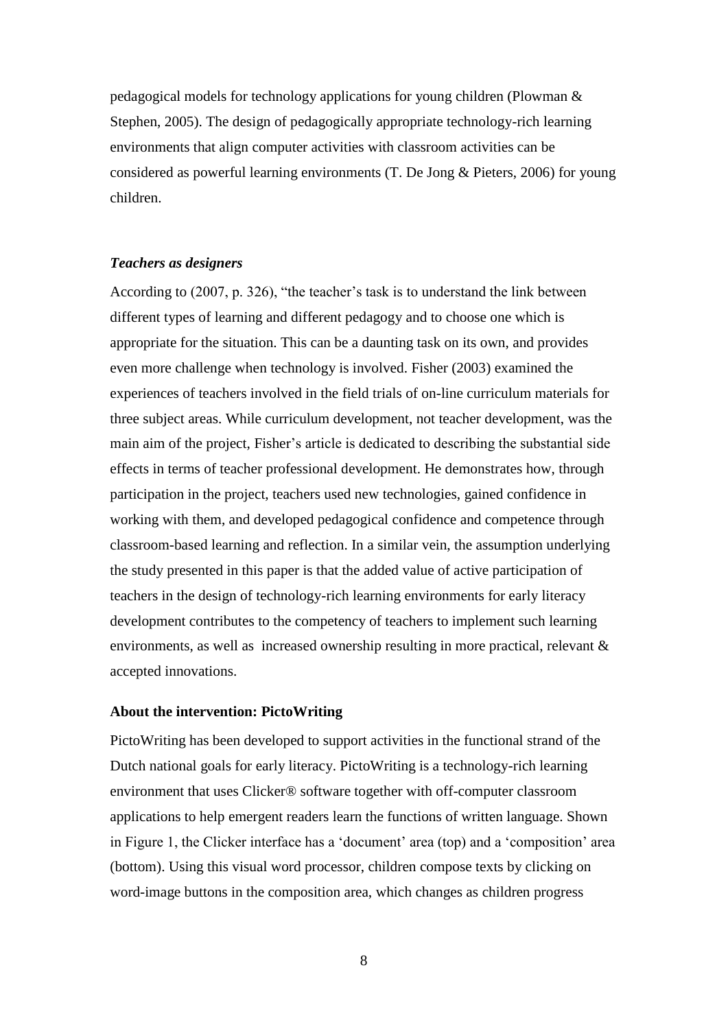pedagogical models for technology applications for young children (Plowman & Stephen, 2005). The design of pedagogically appropriate technology-rich learning environments that align computer activities with classroom activities can be considered as powerful learning environments (T. De Jong & Pieters, 2006) for young children.

### *Teachers as designers*

According to (2007, p. 326), "the teacher's task is to understand the link between different types of learning and different pedagogy and to choose one which is appropriate for the situation. This can be a daunting task on its own, and provides even more challenge when technology is involved. Fisher (2003) examined the experiences of teachers involved in the field trials of on-line curriculum materials for three subject areas. While curriculum development, not teacher development, was the main aim of the project, Fisher's article is dedicated to describing the substantial side effects in terms of teacher professional development. He demonstrates how, through participation in the project, teachers used new technologies, gained confidence in working with them, and developed pedagogical confidence and competence through classroom-based learning and reflection. In a similar vein, the assumption underlying the study presented in this paper is that the added value of active participation of teachers in the design of technology-rich learning environments for early literacy development contributes to the competency of teachers to implement such learning environments, as well as increased ownership resulting in more practical, relevant & accepted innovations.

### **About the intervention: PictoWriting**

PictoWriting has been developed to support activities in the functional strand of the Dutch national goals for early literacy. PictoWriting is a technology-rich learning environment that uses Clicker® software together with off-computer classroom applications to help emergent readers learn the functions of written language. Shown in Figure 1, the Clicker interface has a 'document' area (top) and a 'composition' area (bottom). Using this visual word processor, children compose texts by clicking on word-image buttons in the composition area, which changes as children progress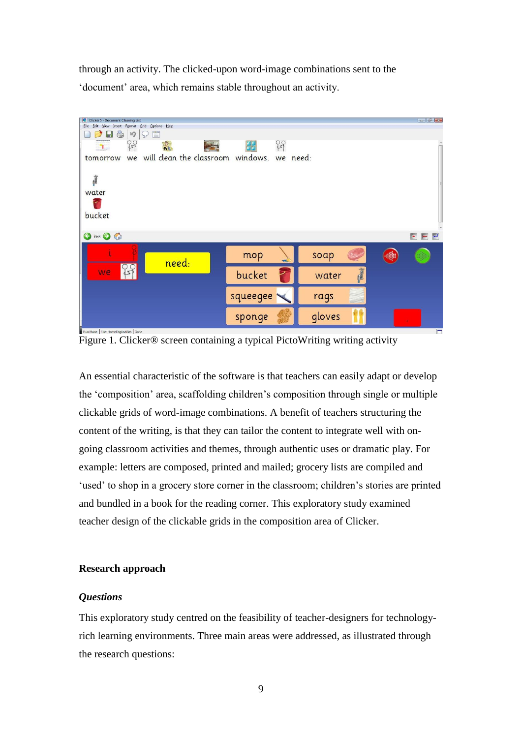through an activity. The clicked-upon word-image combinations sent to the 'document' area, which remains stable throughout an activity.

Figure 1. Clicker® screen containing a typical PictoWriting writing activity

An essential characteristic of the software is that teachers can easily adapt or develop the 'composition' area, scaffolding children's composition through single or multiple clickable grids of word-image combinations. A benefit of teachers structuring the content of the writing, is that they can tailor the content to integrate well with on-going classroom activities and themes, through authentic uses or dramatic play. For example: letters are composed, printed and mailed; grocery lists are compiled and 'used' to shop in a grocery store corner in the classroom; children's stories are printed and bundled in a book for the reading corner. This exploratory study examined teacher design of the clickable grids in the composition area of Clicker.

## Research approach

### *Questions*

This exploratory study centred on the feasibility of teacher-designers for technology-rich learning environments. Three main areas were addressed, as illustrated through the research questions: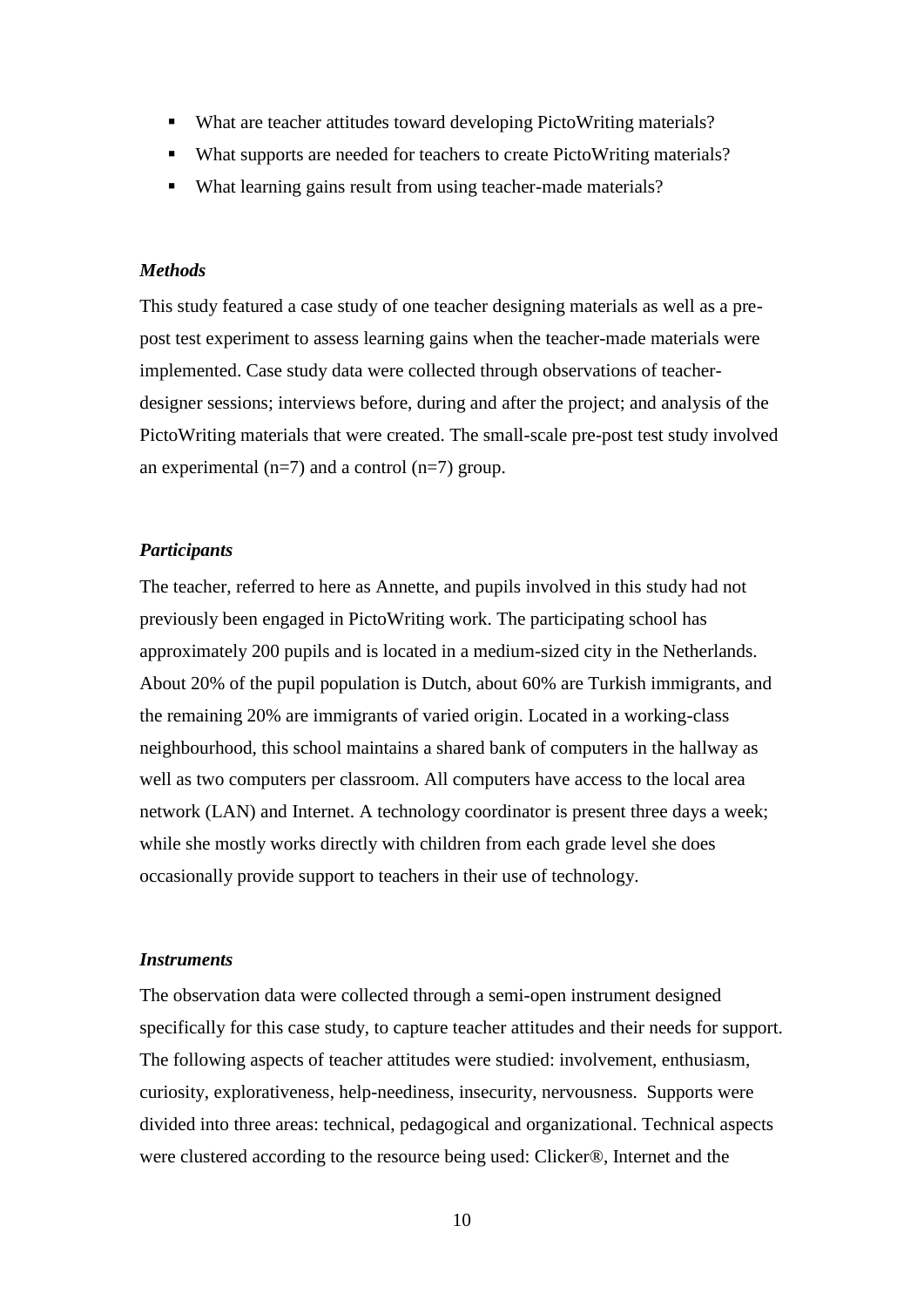- What are teacher attitudes toward developing PictoWriting materials?
- What supports are needed for teachers to create PictoWriting materials?
- What learning gains result from using teacher-made materials?

### *Methods*

This study featured a case study of one teacher designing materials as well as a pre-post test experiment to assess learning gains when the teacher-made materials were implemented. Case study data were collected through observations of teacher-designer sessions; interviews before, during and after the project; and analysis of the PictoWriting materials that were created. The small-scale pre-post test study involved an experimental (n=7) and a control (n=7) group.

### *Participants*

The teacher, referred to here as Annette, and pupils involved in this study had not previously been engaged in PictoWriting work. The participating school has approximately 200 pupils and is located in a medium-sized city in the Netherlands. About 20% of the pupil population is Dutch, about 60% are Turkish immigrants, and the remaining 20% are immigrants of varied origin. Located in a working-class neighbourhood, this school maintains a shared bank of computers in the hallway as well as two computers per classroom. All computers have access to the local area network (LAN) and Internet. A technology coordinator is present three days a week; while she mostly works directly with children from each grade level she does occasionally provide support to teachers in their use of technology.

### *Instruments*

The observation data were collected through a semi-open instrument designed specifically for this case study, to capture teacher attitudes and their needs for support. The following aspects of teacher attitudes were studied: involvement, enthusiasm, curiosity, explorativeness, help-neediness, insecurity, nervousness. Supports were divided into three areas: technical, pedagogical and organizational. Technical aspects were clustered according to the resource being used: Clicker®, Internet and the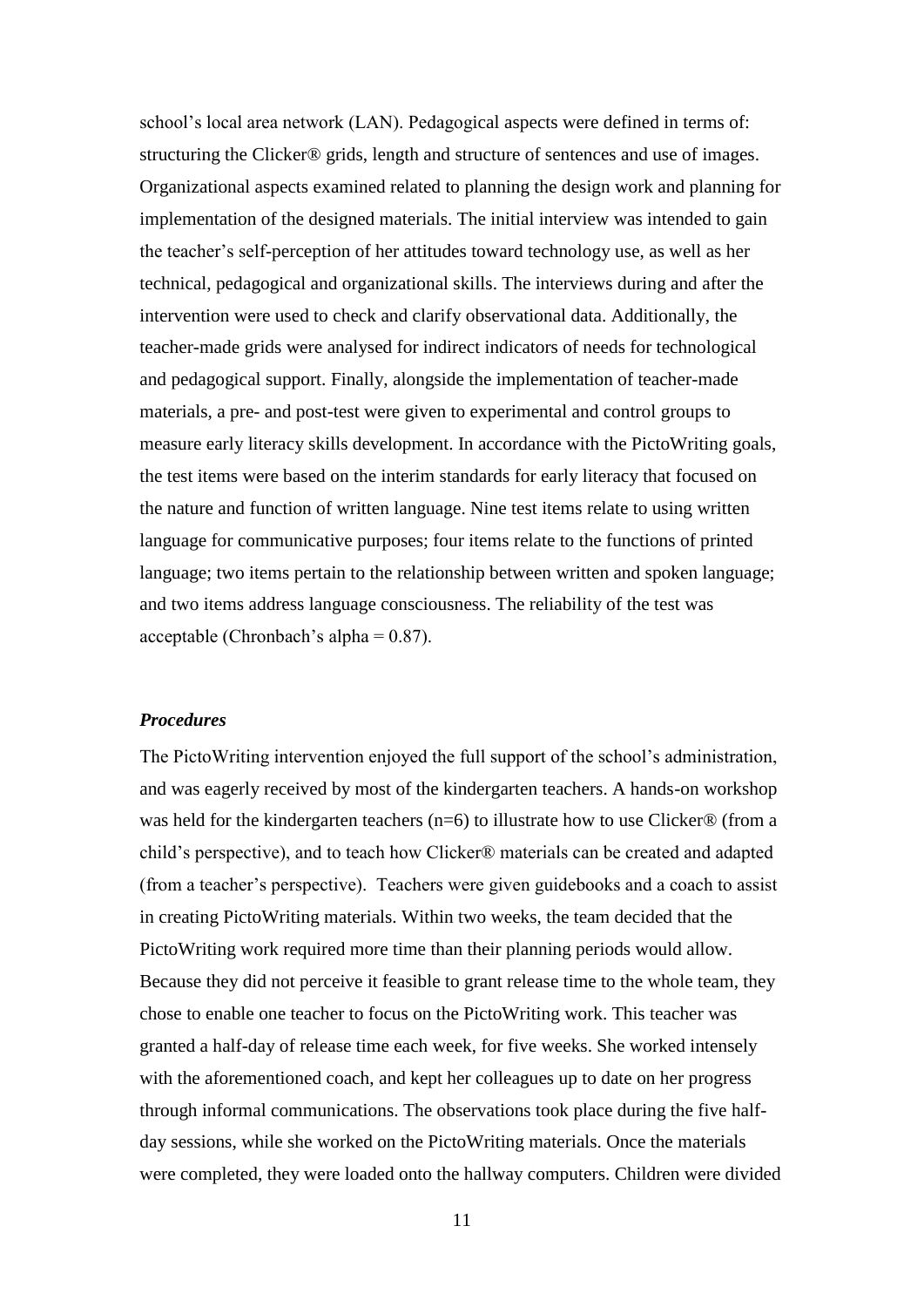school's local area network (LAN). Pedagogical aspects were defined in terms of: structuring the Clicker® grids, length and structure of sentences and use of images. Organizational aspects examined related to planning the design work and planning for implementation of the designed materials. The initial interview was intended to gain the teacher's self-perception of her attitudes toward technology use, as well as her technical, pedagogical and organizational skills. The interviews during and after the intervention were used to check and clarify observational data. Additionally, the teacher-made grids were analysed for indirect indicators of needs for technological and pedagogical support. Finally, alongside the implementation of teacher-made materials, a pre- and post-test were given to experimental and control groups to measure early literacy skills development. In accordance with the PictoWriting goals, the test items were based on the interim standards for early literacy that focused on the nature and function of written language. Nine test items relate to using written language for communicative purposes; four items relate to the functions of printed language; two items pertain to the relationship between written and spoken language; and two items address language consciousness. The reliability of the test was acceptable (Chronbach's alpha = 0.87).

### *Procedures*

The PictoWriting intervention enjoyed the full support of the school's administration, and was eagerly received by most of the kindergarten teachers. A hands-on workshop was held for the kindergarten teachers (n=6) to illustrate how to use Clicker® (from a child's perspective), and to teach how Clicker® materials can be created and adapted (from a teacher's perspective). Teachers were given guidebooks and a coach to assist in creating PictoWriting materials. Within two weeks, the team decided that the PictoWriting work required more time than their planning periods would allow. Because they did not perceive it feasible to grant release time to the whole team, they chose to enable one teacher to focus on the PictoWriting work. This teacher was granted a half-day of release time each week, for five weeks. She worked intensely with the aforementioned coach, and kept her colleagues up to date on her progress through informal communications. The observations took place during the five half-day sessions, while she worked on the PictoWriting materials. Once the materials were completed, they were loaded onto the hallway computers. Children were divided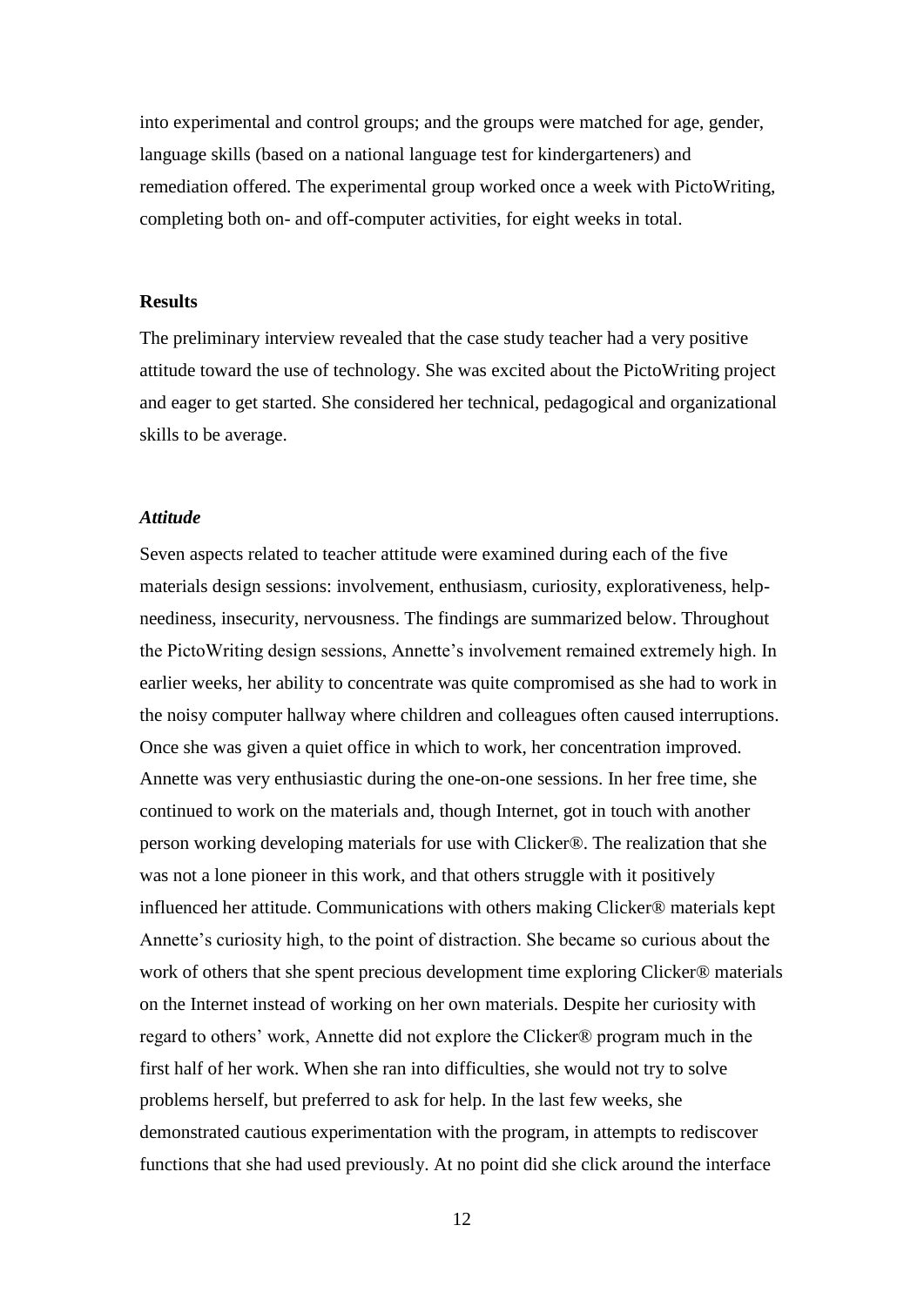into experimental and control groups; and the groups were matched for age, gender, language skills (based on a national language test for kindergarteners) and remediation offered. The experimental group worked once a week with PictoWriting, completing both on- and off-computer activities, for eight weeks in total.

## Results

The preliminary interview revealed that the case study teacher had a very positive attitude toward the use of technology. She was excited about the PictoWriting project and eager to get started. She considered her technical, pedagogical and organizational skills to be average.

### *Attitude*

Seven aspects related to teacher attitude were examined during each of the five materials design sessions: involvement, enthusiasm, curiosity, explorativeness, help-neediness, insecurity, nervousness. The findings are summarized below. Throughout the PictoWriting design sessions, Annette's involvement remained extremely high. In earlier weeks, her ability to concentrate was quite compromised as she had to work in the noisy computer hallway where children and colleagues often caused interruptions. Once she was given a quiet office in which to work, her concentration improved. Annette was very enthusiastic during the one-on-one sessions. In her free time, she continued to work on the materials and, though Internet, got in touch with another person working developing materials for use with Clicker®. The realization that she was not a lone pioneer in this work, and that others struggle with it positively influenced her attitude. Communications with others making Clicker® materials kept Annette's curiosity high, to the point of distraction. She became so curious about the work of others that she spent precious development time exploring Clicker® materials on the Internet instead of working on her own materials. Despite her curiosity with regard to others' work, Annette did not explore the Clicker® program much in the first half of her work. When she ran into difficulties, she would not try to solve problems herself, but preferred to ask for help. In the last few weeks, she demonstrated cautious experimentation with the program, in attempts to rediscover functions that she had used previously. At no point did she click around the interface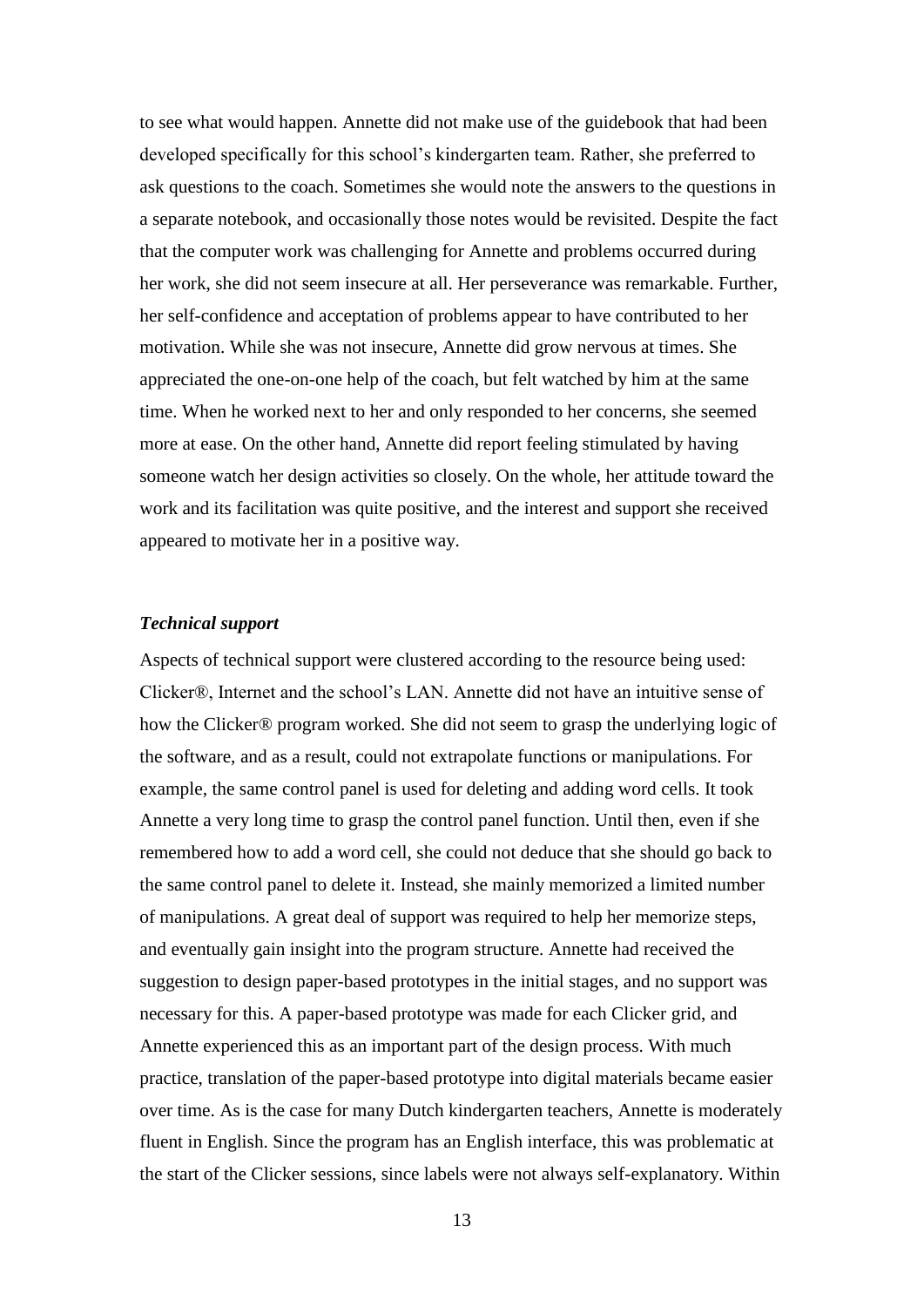to see what would happen. Annette did not make use of the guidebook that had been developed specifically for this school's kindergarten team. Rather, she preferred to ask questions to the coach. Sometimes she would note the answers to the questions in a separate notebook, and occasionally those notes would be revisited. Despite the fact that the computer work was challenging for Annette and problems occurred during her work, she did not seem insecure at all. Her perseverance was remarkable. Further, her self-confidence and acceptation of problems appear to have contributed to her motivation. While she was not insecure, Annette did grow nervous at times. She appreciated the one-on-one help of the coach, but felt watched by him at the same time. When he worked next to her and only responded to her concerns, she seemed more at ease. On the other hand, Annette did report feeling stimulated by having someone watch her design activities so closely. On the whole, her attitude toward the work and its facilitation was quite positive, and the interest and support she received appeared to motivate her in a positive way.

### *Technical support*

Aspects of technical support were clustered according to the resource being used: Clicker®, Internet and the school's LAN. Annette did not have an intuitive sense of how the Clicker® program worked. She did not seem to grasp the underlying logic of the software, and as a result, could not extrapolate functions or manipulations. For example, the same control panel is used for deleting and adding word cells. It took Annette a very long time to grasp the control panel function. Until then, even if she remembered how to add a word cell, she could not deduce that she should go back to the same control panel to delete it. Instead, she mainly memorized a limited number of manipulations. A great deal of support was required to help her memorize steps, and eventually gain insight into the program structure. Annette had received the suggestion to design paper-based prototypes in the initial stages, and no support was necessary for this. A paper-based prototype was made for each Clicker grid, and Annette experienced this as an important part of the design process. With much practice, translation of the paper-based prototype into digital materials became easier over time. As is the case for many Dutch kindergarten teachers, Annette is moderately fluent in English. Since the program has an English interface, this was problematic at the start of the Clicker sessions, since labels were not always self-explanatory. Within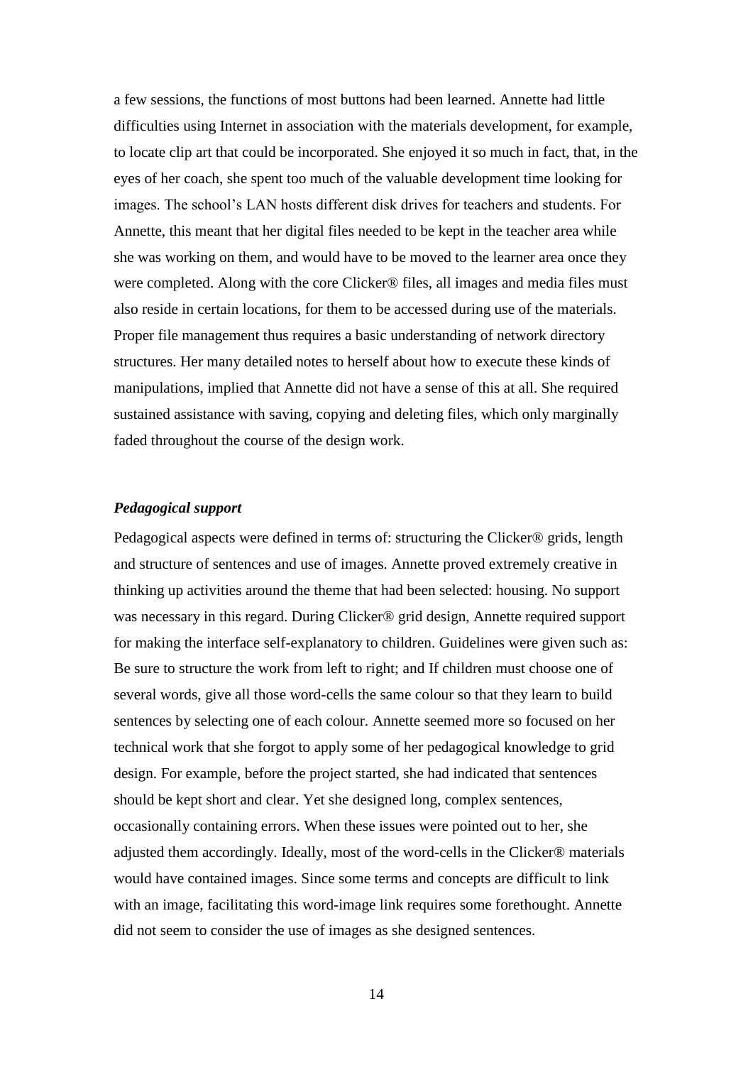a few sessions, the functions of most buttons had been learned. Annette had little difficulties using Internet in association with the materials development, for example, to locate clip art that could be incorporated. She enjoyed it so much in fact, that, in the eyes of her coach, she spent too much of the valuable development time looking for images. The school's LAN hosts different disk drives for teachers and students. For Annette, this meant that her digital files needed to be kept in the teacher area while she was working on them, and would have to be moved to the learner area once they were completed. Along with the core Clicker® files, all images and media files must also reside in certain locations, for them to be accessed during use of the materials. Proper file management thus requires a basic understanding of network directory structures. Her many detailed notes to herself about how to execute these kinds of manipulations, implied that Annette did not have a sense of this at all. She required sustained assistance with saving, copying and deleting files, which only marginally faded throughout the course of the design work.

***Pedagogical support***

Pedagogical aspects were defined in terms of: structuring the Clicker® grids, length and structure of sentences and use of images. Annette proved extremely creative in thinking up activities around the theme that had been selected: housing. No support was necessary in this regard. During Clicker® grid design, Annette required support for making the interface self-explanatory to children. Guidelines were given such as: Be sure to structure the work from left to right; and If children must choose one of several words, give all those word-cells the same colour so that they learn to build sentences by selecting one of each colour. Annette seemed more so focused on her technical work that she forgot to apply some of her pedagogical knowledge to grid design. For example, before the project started, she had indicated that sentences should be kept short and clear. Yet she designed long, complex sentences, occasionally containing errors. When these issues were pointed out to her, she adjusted them accordingly. Ideally, most of the word-cells in the Clicker® materials would have contained images. Since some terms and concepts are difficult to link with an image, facilitating this word-image link requires some forethought. Annette did not seem to consider the use of images as she designed sentences.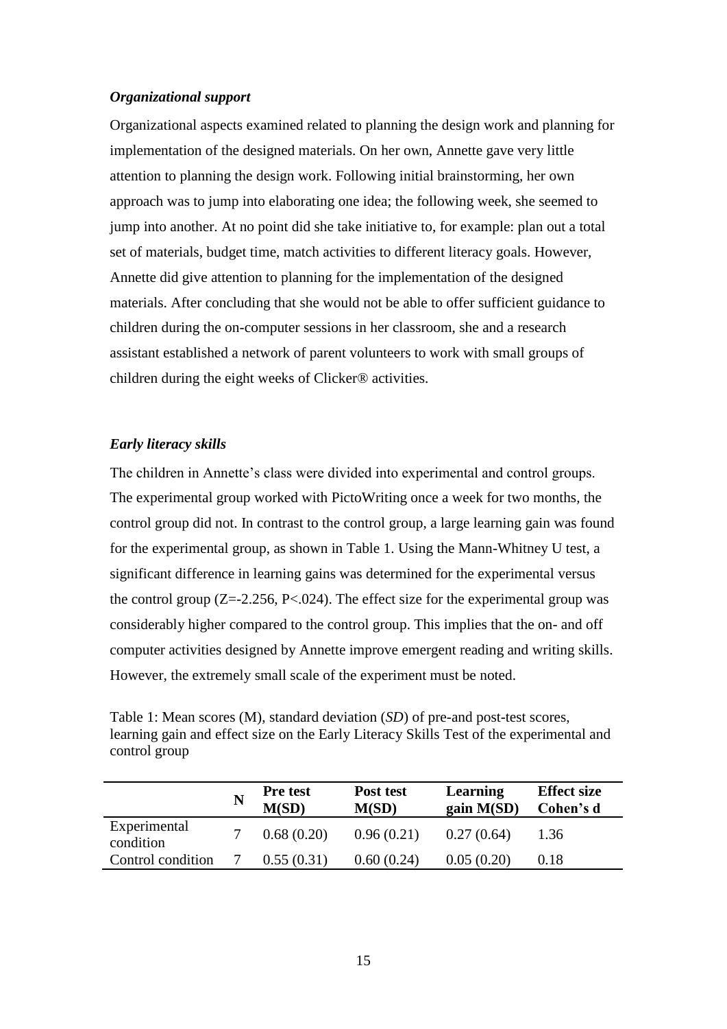### *Organizational support*

Organizational aspects examined related to planning the design work and planning for implementation of the designed materials. On her own, Annette gave very little attention to planning the design work. Following initial brainstorming, her own approach was to jump into elaborating one idea; the following week, she seemed to jump into another. At no point did she take initiative to, for example: plan out a total set of materials, budget time, match activities to different literacy goals. However, Annette did give attention to planning for the implementation of the designed materials. After concluding that she would not be able to offer sufficient guidance to children during the on-computer sessions in her classroom, she and a research assistant established a network of parent volunteers to work with small groups of children during the eight weeks of Clicker® activities.

### *Early literacy skills*

The children in Annette's class were divided into experimental and control groups. The experimental group worked with PictoWriting once a week for two months, the control group did not. In contrast to the control group, a large learning gain was found for the experimental group, as shown in Table 1. Using the Mann-Whitney U test, a significant difference in learning gains was determined for the experimental versus the control group ($Z=-2.256$, $P<.024$). The effect size for the experimental group was considerably higher compared to the control group. This implies that the on- and off computer activities designed by Annette improve emergent reading and writing skills. However, the extremely small scale of the experiment must be noted.

Table 1: Mean scores (M), standard deviation (*SD*) of pre-and post-test scores, learning gain and effect size on the Early Literacy Skills Test of the experimental and control group

| | **N** | **Pre test M(SD)** | **Post test M(SD)** | **Learning gain M(SD)** | **Effect size Cohen's d** |
|---|---|---|---|---|---|
| Experimental condition | 7 | 0.68 (0.20) | 0.96 (0.21) | 0.27 (0.64) | 1.36 |
| Control condition | 7 | 0.55 (0.31) | 0.60 (0.24) | 0.05 (0.20) | 0.18 |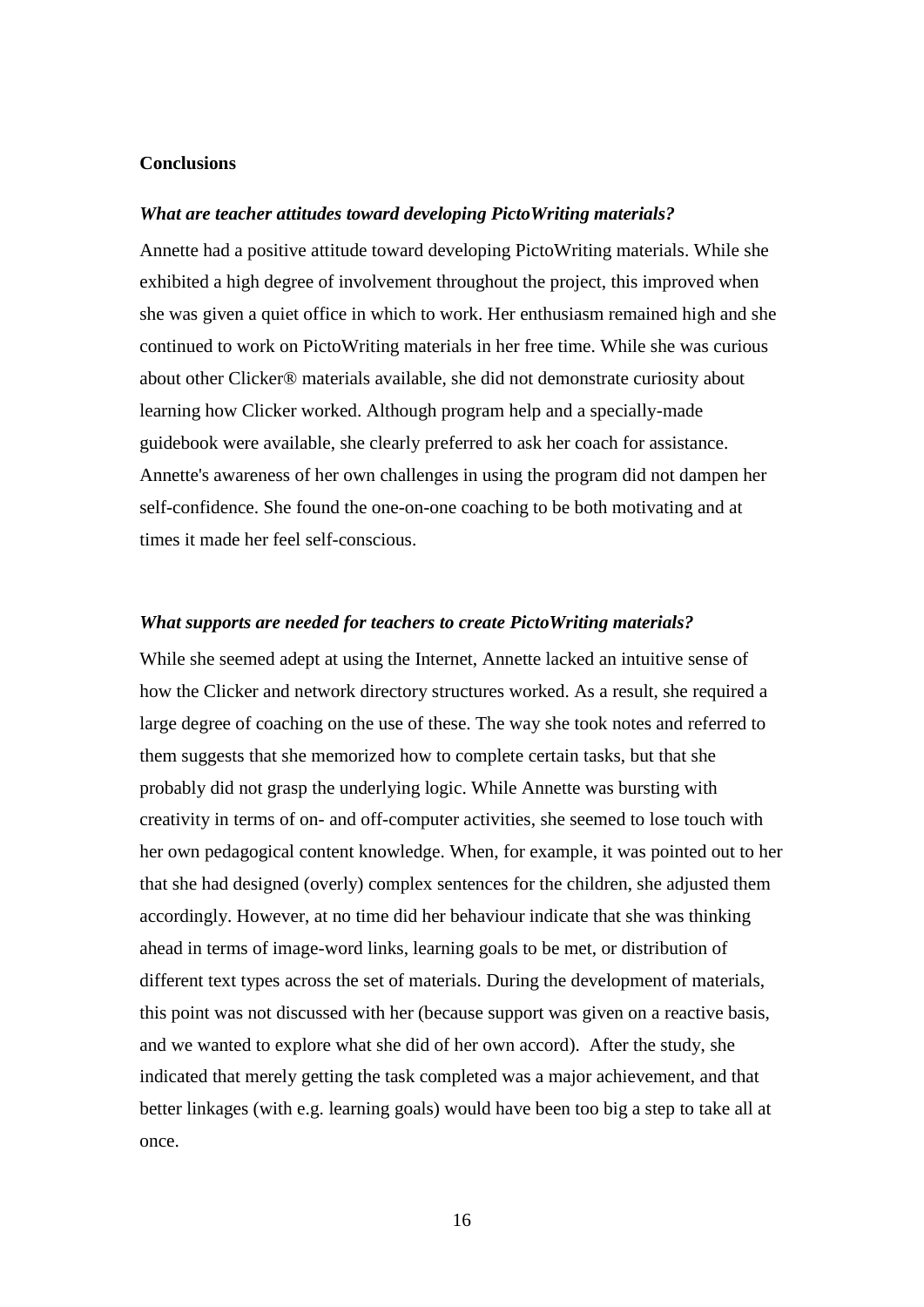## Conclusions

### *What are teacher attitudes toward developing PictoWriting materials?*

Annette had a positive attitude toward developing PictoWriting materials. While she exhibited a high degree of involvement throughout the project, this improved when she was given a quiet office in which to work. Her enthusiasm remained high and she continued to work on PictoWriting materials in her free time. While she was curious about other Clicker® materials available, she did not demonstrate curiosity about learning how Clicker worked. Although program help and a specially-made guidebook were available, she clearly preferred to ask her coach for assistance. Annette's awareness of her own challenges in using the program did not dampen her self-confidence. She found the one-on-one coaching to be both motivating and at times it made her feel self-conscious.

### *What supports are needed for teachers to create PictoWriting materials?*

While she seemed adept at using the Internet, Annette lacked an intuitive sense of how the Clicker and network directory structures worked. As a result, she required a large degree of coaching on the use of these. The way she took notes and referred to them suggests that she memorized how to complete certain tasks, but that she probably did not grasp the underlying logic. While Annette was bursting with creativity in terms of on- and off-computer activities, she seemed to lose touch with her own pedagogical content knowledge. When, for example, it was pointed out to her that she had designed (overly) complex sentences for the children, she adjusted them accordingly. However, at no time did her behaviour indicate that she was thinking ahead in terms of image-word links, learning goals to be met, or distribution of different text types across the set of materials. During the development of materials, this point was not discussed with her (because support was given on a reactive basis, and we wanted to explore what she did of her own accord). After the study, she indicated that merely getting the task completed was a major achievement, and that better linkages (with e.g. learning goals) would have been too big a step to take all at once.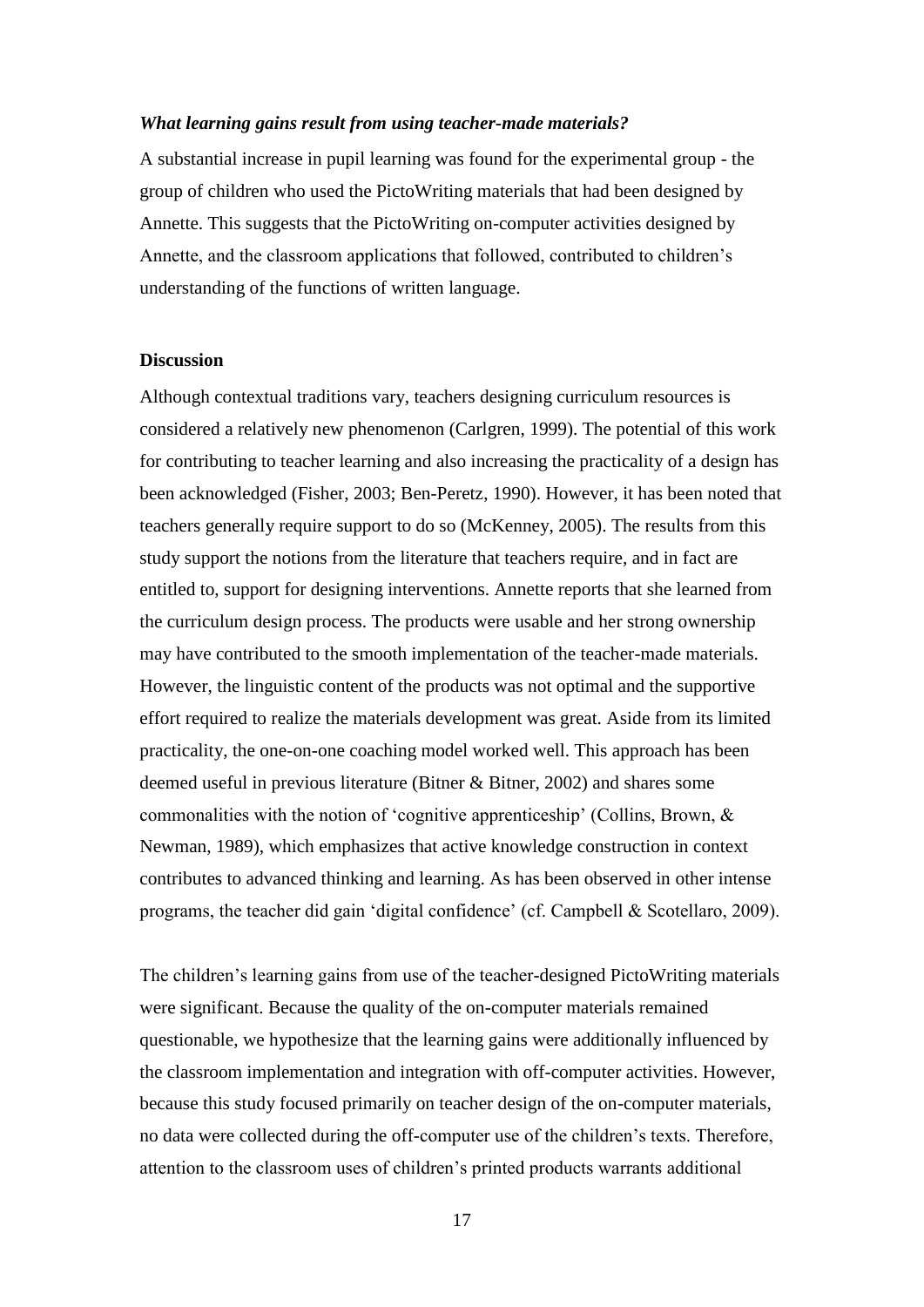### *What learning gains result from using teacher-made materials?*

A substantial increase in pupil learning was found for the experimental group - the group of children who used the PictoWriting materials that had been designed by Annette. This suggests that the PictoWriting on-computer activities designed by Annette, and the classroom applications that followed, contributed to children's understanding of the functions of written language.

## Discussion

Although contextual traditions vary, teachers designing curriculum resources is considered a relatively new phenomenon (Carlgren, 1999). The potential of this work for contributing to teacher learning and also increasing the practicality of a design has been acknowledged (Fisher, 2003; Ben-Peretz, 1990). However, it has been noted that teachers generally require support to do so (McKenney, 2005). The results from this study support the notions from the literature that teachers require, and in fact are entitled to, support for designing interventions. Annette reports that she learned from the curriculum design process. The products were usable and her strong ownership may have contributed to the smooth implementation of the teacher-made materials. However, the linguistic content of the products was not optimal and the supportive effort required to realize the materials development was great. Aside from its limited practicality, the one-on-one coaching model worked well. This approach has been deemed useful in previous literature (Bitner & Bitner, 2002) and shares some commonalities with the notion of 'cognitive apprenticeship' (Collins, Brown, & Newman, 1989), which emphasizes that active knowledge construction in context contributes to advanced thinking and learning. As has been observed in other intense programs, the teacher did gain 'digital confidence' (cf. Campbell & Scotellaro, 2009).

The children's learning gains from use of the teacher-designed PictoWriting materials were significant. Because the quality of the on-computer materials remained questionable, we hypothesize that the learning gains were additionally influenced by the classroom implementation and integration with off-computer activities. However, because this study focused primarily on teacher design of the on-computer materials, no data were collected during the off-computer use of the children's texts. Therefore, attention to the classroom uses of children's printed products warrants additional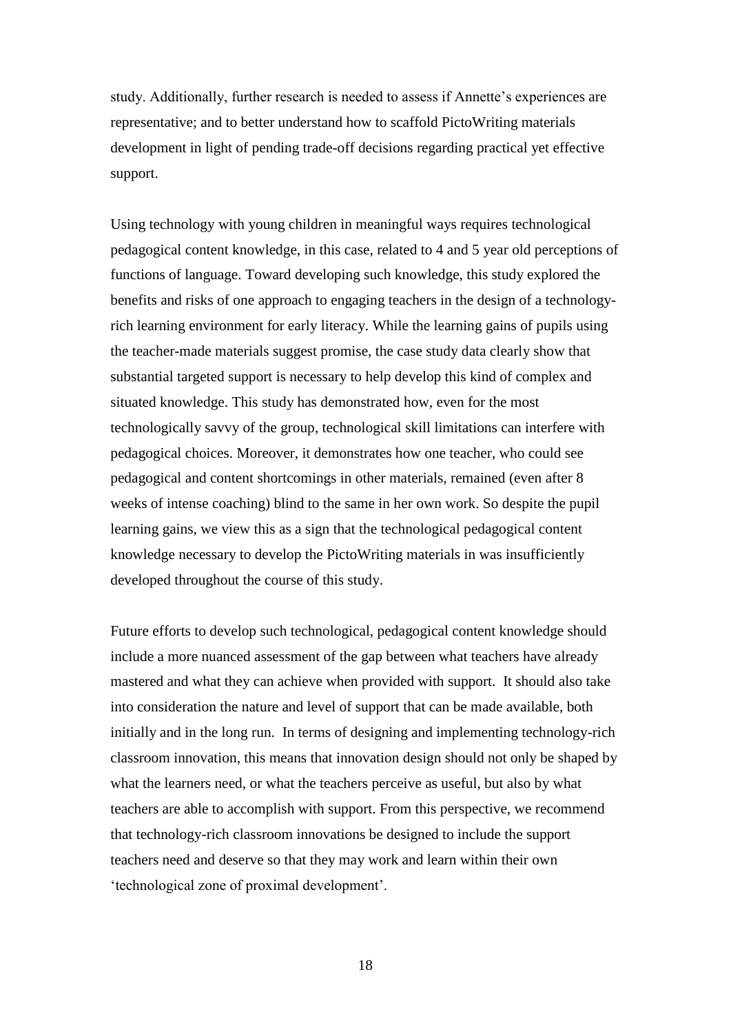study. Additionally, further research is needed to assess if Annette's experiences are representative; and to better understand how to scaffold PictoWriting materials development in light of pending trade-off decisions regarding practical yet effective support.

Using technology with young children in meaningful ways requires technological pedagogical content knowledge, in this case, related to 4 and 5 year old perceptions of functions of language. Toward developing such knowledge, this study explored the benefits and risks of one approach to engaging teachers in the design of a technology-rich learning environment for early literacy. While the learning gains of pupils using the teacher-made materials suggest promise, the case study data clearly show that substantial targeted support is necessary to help develop this kind of complex and situated knowledge. This study has demonstrated how, even for the most technologically savvy of the group, technological skill limitations can interfere with pedagogical choices. Moreover, it demonstrates how one teacher, who could see pedagogical and content shortcomings in other materials, remained (even after 8 weeks of intense coaching) blind to the same in her own work. So despite the pupil learning gains, we view this as a sign that the technological pedagogical content knowledge necessary to develop the PictoWriting materials in was insufficiently developed throughout the course of this study.

Future efforts to develop such technological, pedagogical content knowledge should include a more nuanced assessment of the gap between what teachers have already mastered and what they can achieve when provided with support. It should also take into consideration the nature and level of support that can be made available, both initially and in the long run. In terms of designing and implementing technology-rich classroom innovation, this means that innovation design should not only be shaped by what the learners need, or what the teachers perceive as useful, but also by what teachers are able to accomplish with support. From this perspective, we recommend that technology-rich classroom innovations be designed to include the support teachers need and deserve so that they may work and learn within their own 'technological zone of proximal development'.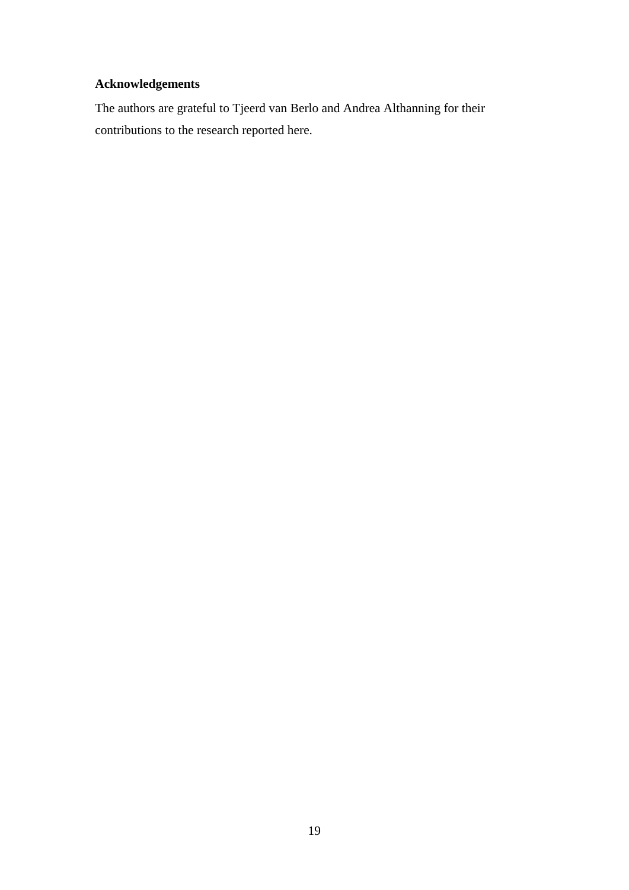## Acknowledgements

The authors are grateful to Tjeerd van Berlo and Andrea Althanning for their contributions to the research reported here.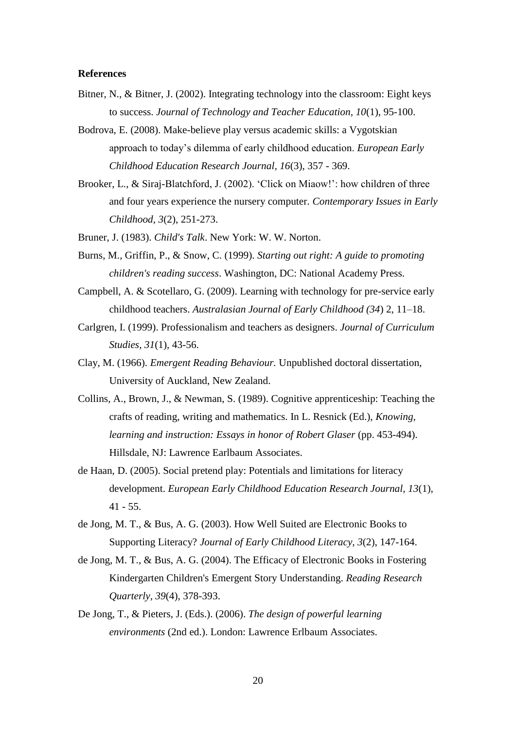**References**

Bitner, N., & Bitner, J. (2002). Integrating technology into the classroom: Eight keys to success. *Journal of Technology and Teacher Education, 10*(1), 95-100.

Bodrova, E. (2008). Make-believe play versus academic skills: a Vygotskian approach to today's dilemma of early childhood education. *European Early Childhood Education Research Journal, 16*(3), 357 - 369.

Brooker, L., & Siraj-Blatchford, J. (2002). 'Click on Miaow!': how children of three and four years experience the nursery computer. *Contemporary Issues in Early Childhood, 3*(2), 251-273.

Bruner, J. (1983). *Child's Talk*. New York: W. W. Norton.

Burns, M., Griffin, P., & Snow, C. (1999). *Starting out right: A guide to promoting children's reading success*. Washington, DC: National Academy Press.

Campbell, A. & Scotellaro, G. (2009). Learning with technology for pre-service early childhood teachers. *Australasian Journal of Early Childhood (34*) 2, 11–18.

Carlgren, I. (1999). Professionalism and teachers as designers. *Journal of Curriculum Studies, 31*(1), 43-56.

Clay, M. (1966). *Emergent Reading Behaviour.* Unpublished doctoral dissertation, University of Auckland, New Zealand.

Collins, A., Brown, J., & Newman, S. (1989). Cognitive apprenticeship: Teaching the crafts of reading, writing and mathematics. In L. Resnick (Ed.), *Knowing, learning and instruction: Essays in honor of Robert Glaser* (pp. 453-494). Hillsdale, NJ: Lawrence Earlbaum Associates.

de Haan, D. (2005). Social pretend play: Potentials and limitations for literacy development. *European Early Childhood Education Research Journal, 13*(1), 41 - 55.

de Jong, M. T., & Bus, A. G. (2003). How Well Suited are Electronic Books to Supporting Literacy? *Journal of Early Childhood Literacy, 3*(2), 147-164.

de Jong, M. T., & Bus, A. G. (2004). The Efficacy of Electronic Books in Fostering Kindergarten Children's Emergent Story Understanding. *Reading Research Quarterly, 39*(4), 378-393.

De Jong, T., & Pieters, J. (Eds.). (2006). *The design of powerful learning environments* (2nd ed.). London: Lawrence Erlbaum Associates.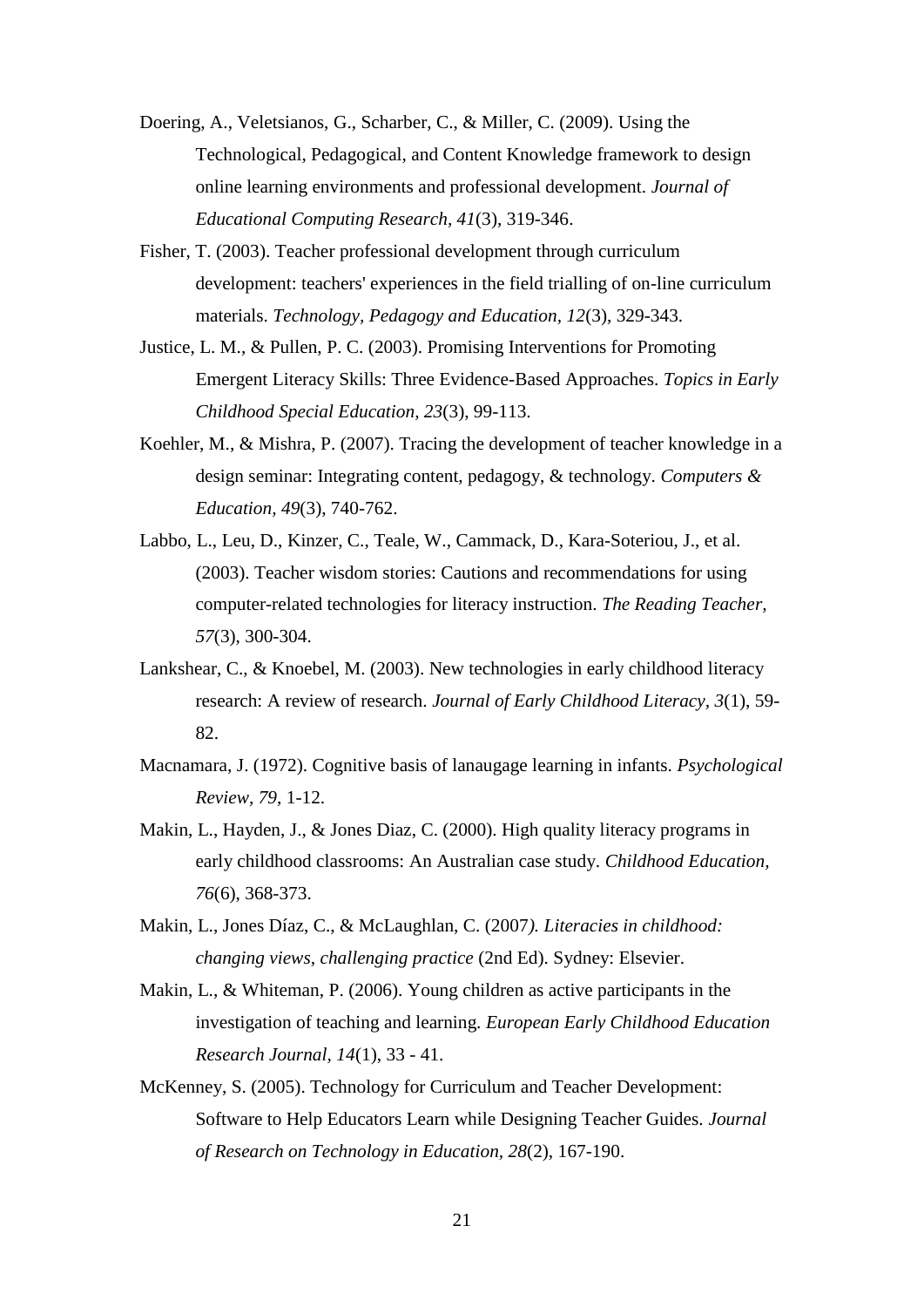Doering, A., Veletsianos, G., Scharber, C., & Miller, C. (2009). Using the Technological, Pedagogical, and Content Knowledge framework to design online learning environments and professional development. *Journal of Educational Computing Research, 41*(3), 319-346.

Fisher, T. (2003). Teacher professional development through curriculum development: teachers' experiences in the field trialling of on-line curriculum materials. *Technology, Pedagogy and Education, 12*(3), 329-343.

Justice, L. M., & Pullen, P. C. (2003). Promising Interventions for Promoting Emergent Literacy Skills: Three Evidence-Based Approaches. *Topics in Early Childhood Special Education, 23*(3), 99-113.

Koehler, M., & Mishra, P. (2007). Tracing the development of teacher knowledge in a design seminar: Integrating content, pedagogy, & technology. *Computers & Education, 49*(3), 740-762.

Labbo, L., Leu, D., Kinzer, C., Teale, W., Cammack, D., Kara-Soteriou, J., et al. (2003). Teacher wisdom stories: Cautions and recommendations for using computer-related technologies for literacy instruction. *The Reading Teacher, 57*(3), 300-304.

Lankshear, C., & Knoebel, M. (2003). New technologies in early childhood literacy research: A review of research. *Journal of Early Childhood Literacy, 3*(1), 59-82.

Macnamara, J. (1972). Cognitive basis of lanaugage learning in infants. *Psychological Review, 79*, 1-12.

Makin, L., Hayden, J., & Jones Diaz, C. (2000). High quality literacy programs in early childhood classrooms: An Australian case study. *Childhood Education, 76*(6), 368-373.

Makin, L., Jones Díaz, C., & McLaughlan, C. (2007*). Literacies in childhood: changing views, challenging practice* (2nd Ed). Sydney: Elsevier.

Makin, L., & Whiteman, P. (2006). Young children as active participants in the investigation of teaching and learning. *European Early Childhood Education Research Journal, 14*(1), 33 - 41.

McKenney, S. (2005). Technology for Curriculum and Teacher Development: Software to Help Educators Learn while Designing Teacher Guides. *Journal of Research on Technology in Education, 28*(2), 167-190.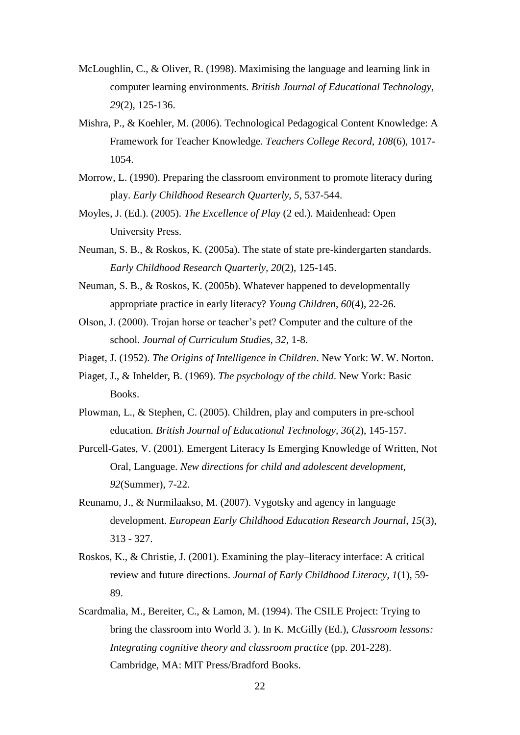McLoughlin, C., & Oliver, R. (1998). Maximising the language and learning link in computer learning environments. *British Journal of Educational Technology, 29*(2), 125-136.

Mishra, P., & Koehler, M. (2006). Technological Pedagogical Content Knowledge: A Framework for Teacher Knowledge. *Teachers College Record, 108*(6), 1017-1054.

Morrow, L. (1990). Preparing the classroom environment to promote literacy during play. *Early Childhood Research Quarterly, 5*, 537-544.

Moyles, J. (Ed.). (2005). *The Excellence of Play* (2 ed.). Maidenhead: Open University Press.

Neuman, S. B., & Roskos, K. (2005a). The state of state pre-kindergarten standards. *Early Childhood Research Quarterly, 20*(2), 125-145.

Neuman, S. B., & Roskos, K. (2005b). Whatever happened to developmentally appropriate practice in early literacy? *Young Children, 60*(4), 22-26.

Olson, J. (2000). Trojan horse or teacher's pet? Computer and the culture of the school. *Journal of Curriculum Studies, 32*, 1-8.

Piaget, J. (1952). *The Origins of Intelligence in Children*. New York: W. W. Norton.

Piaget, J., & Inhelder, B. (1969). *The psychology of the child*. New York: Basic Books.

Plowman, L., & Stephen, C. (2005). Children, play and computers in pre-school education. *British Journal of Educational Technology, 36*(2), 145-157.

Purcell-Gates, V. (2001). Emergent Literacy Is Emerging Knowledge of Written, Not Oral, Language. *New directions for child and adolescent development, 92*(Summer), 7-22.

Reunamo, J., & Nurmilaakso, M. (2007). Vygotsky and agency in language development. *European Early Childhood Education Research Journal, 15*(3), 313 - 327.

Roskos, K., & Christie, J. (2001). Examining the play–literacy interface: A critical review and future directions. *Journal of Early Childhood Literacy, 1*(1), 59-89.

Scardmalia, M., Bereiter, C., & Lamon, M. (1994). The CSILE Project: Trying to bring the classroom into World 3. ). In K. McGilly (Ed.), *Classroom lessons: Integrating cognitive theory and classroom practice* (pp. 201-228). Cambridge, MA: MIT Press/Bradford Books.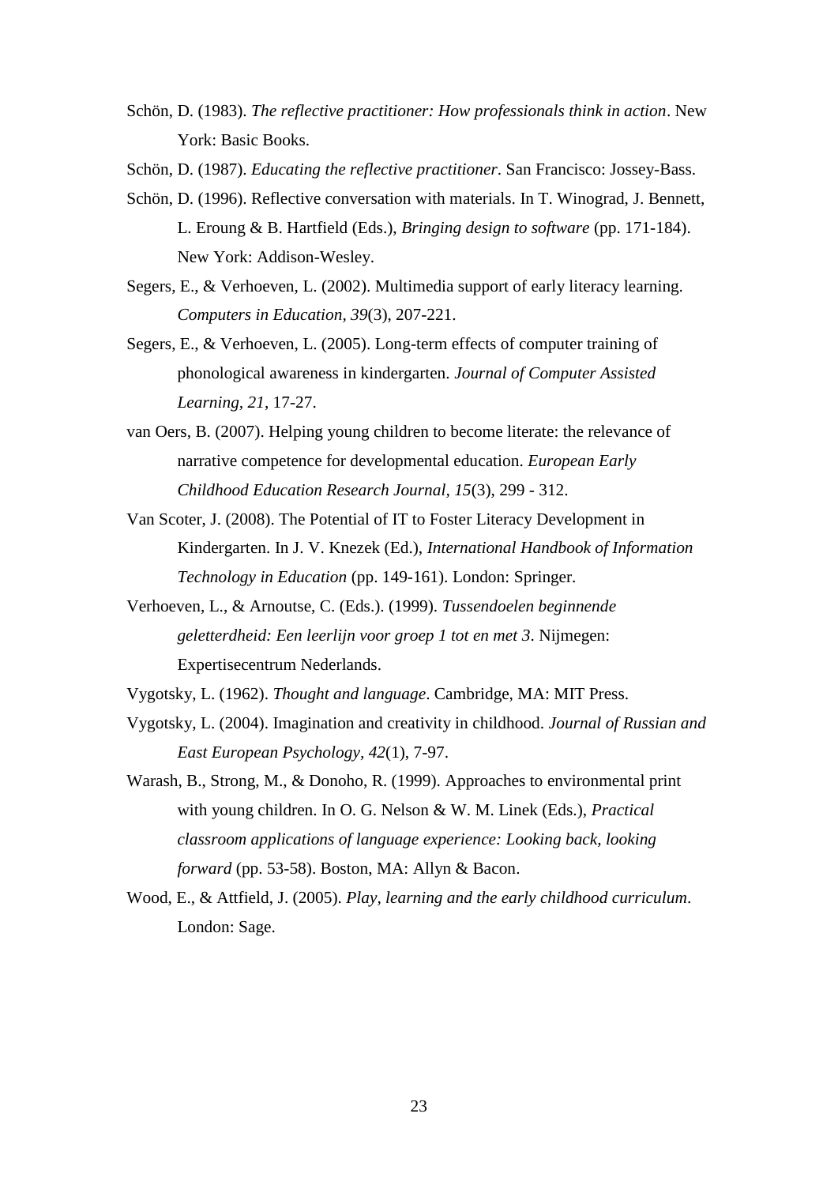Schön, D. (1983). *The reflective practitioner: How professionals think in action*. New York: Basic Books.

Schön, D. (1987). *Educating the reflective practitioner*. San Francisco: Jossey-Bass.

Schön, D. (1996). Reflective conversation with materials. In T. Winograd, J. Bennett, L. Eroung & B. Hartfield (Eds.), *Bringing design to software* (pp. 171-184). New York: Addison-Wesley.

Segers, E., & Verhoeven, L. (2002). Multimedia support of early literacy learning. *Computers in Education, 39*(3), 207-221.

Segers, E., & Verhoeven, L. (2005). Long-term effects of computer training of phonological awareness in kindergarten. *Journal of Computer Assisted Learning, 21*, 17-27.

van Oers, B. (2007). Helping young children to become literate: the relevance of narrative competence for developmental education. *European Early Childhood Education Research Journal, 15*(3), 299 - 312.

Van Scoter, J. (2008). The Potential of IT to Foster Literacy Development in Kindergarten. In J. V. Knezek (Ed.), *International Handbook of Information Technology in Education* (pp. 149-161). London: Springer.

Verhoeven, L., & Arnoutse, C. (Eds.). (1999). *Tussendoelen beginnende geletterdheid: Een leerlijn voor groep 1 tot en met 3*. Nijmegen: Expertisecentrum Nederlands.

Vygotsky, L. (1962). *Thought and language*. Cambridge, MA: MIT Press.

Vygotsky, L. (2004). Imagination and creativity in childhood. *Journal of Russian and East European Psychology, 42*(1), 7-97.

Warash, B., Strong, M., & Donoho, R. (1999). Approaches to environmental print with young children. In O. G. Nelson & W. M. Linek (Eds.), *Practical classroom applications of language experience: Looking back, looking forward* (pp. 53-58). Boston, MA: Allyn & Bacon.

Wood, E., & Attfield, J. (2005). *Play, learning and the early childhood curriculum*. London: Sage.